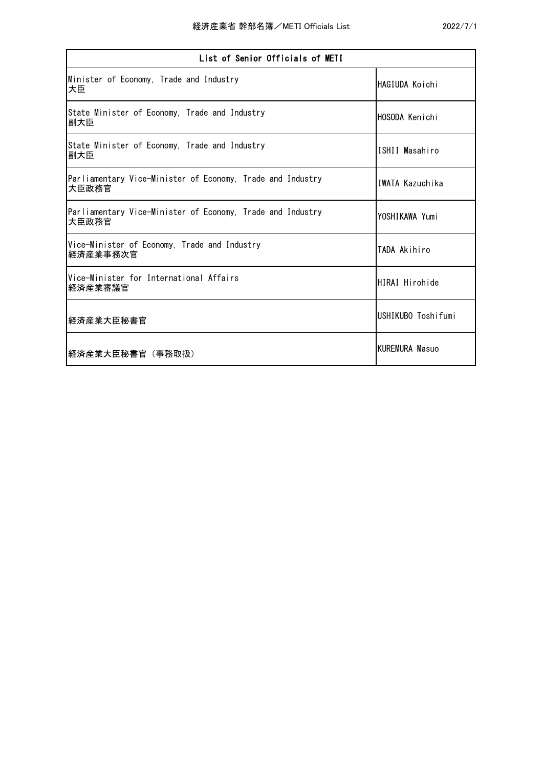# 経済産業省 幹部名簿／METI Officials List

2022/7/1

| List of Senior Officials of METI | |
|---|---|
| Minister of Economy, Trade and Industry<br>大臣 | HAGIUDA Koichi |
| State Minister of Economy, Trade and Industry<br>副大臣 | HOSODA Kenichi |
| State Minister of Economy, Trade and Industry<br>副大臣 | ISHII Masahiro |
| Parliamentary Vice-Minister of Economy, Trade and Industry<br>大臣政務官 | IWATA Kazuchika |
| Parliamentary Vice-Minister of Economy, Trade and Industry<br>大臣政務官 | YOSHIKAWA Yumi |
| Vice-Minister of Economy, Trade and Industry<br>経済産業事務次官 | TADA Akihiro |
| Vice-Minister for International Affairs<br>経済産業審議官 | HIRAI Hirohide |
| 経済産業大臣秘書官 | USHIKUBO Toshifumi |
| 経済産業大臣秘書官（事務取扱） | KUREMURA Masuo |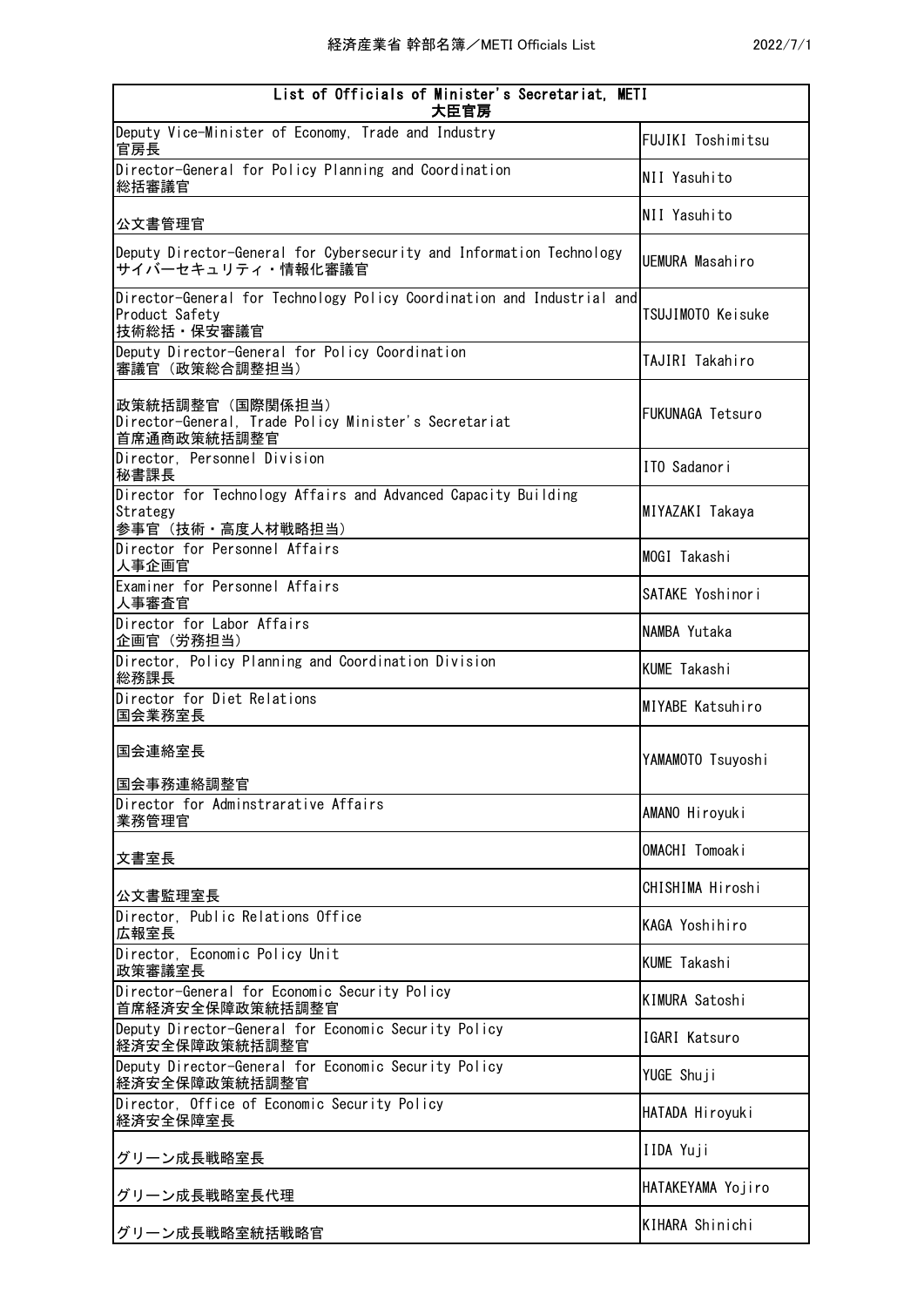| List of Officials of Minister's Secretariat, METI<br>大臣官房 | |
|---|---|
| Deputy Vice-Minister of Economy, Trade and Industry<br>官房長 | FUJIKI Toshimitsu |
| Director-General for Policy Planning and Coordination<br>総括審議官 | NII Yasuhito |
| 公文書管理官 | NII Yasuhito |
| Deputy Director-General for Cybersecurity and Information Technology<br>サイバーセキュリティ・情報化審議官 | UEMURA Masahiro |
| Director-General for Technology Policy Coordination and Industrial and Product Safety<br>技術総括・保安審議官 | TSUJIMOTO Keisuke |
| Deputy Director-General for Policy Coordination<br>審議官（政策総合調整担当） | TAJIRI Takahiro |
| 政策統括調整官（国際関係担当）<br>Director-General, Trade Policy Minister's Secretariat<br>首席通商政策統括調整官 | FUKUNAGA Tetsuro |
| Director, Personnel Division<br>秘書課長 | ITO Sadanori |
| Director for Technology Affairs and Advanced Capacity Building Strategy<br>参事官（技術・高度人材戦略担当） | MIYAZAKI Takaya |
| Director for Personnel Affairs<br>人事企画官 | MOGI Takashi |
| Examiner for Personnel Affairs<br>人事審査官 | SATAKE Yoshinori |
| Director for Labor Affairs<br>企画官（労務担当） | NAMBA Yutaka |
| Director, Policy Planning and Coordination Division<br>総務課長 | KUME Takashi |
| Director for Diet Relations<br>国会業務室長 | MIYABE Katsuhiro |
| 国会連絡室長<br>国会事務連絡調整官 | YAMAMOTO Tsuyoshi |
| Director for Adminstrarative Affairs<br>業務管理官 | AMANO Hiroyuki |
| 文書室長 | OMACHI Tomoaki |
| 公文書監理室長 | CHISHIMA Hiroshi |
| Director, Public Relations Office<br>広報室長 | KAGA Yoshihiro |
| Director, Economic Policy Unit<br>政策審議室長 | KUME Takashi |
| Director-General for Economic Security Policy<br>首席経済安全保障政策統括調整官 | KIMURA Satoshi |
| Deputy Director-General for Economic Security Policy<br>経済安全保障政策統括調整官 | IGARI Katsuro |
| Deputy Director-General for Economic Security Policy<br>経済安全保障政策統括調整官 | YUGE Shuji |
| Director, Office of Economic Security Policy<br>経済安全保障室長 | HATADA Hiroyuki |
| グリーン成長戦略室長 | IIDA Yuji |
| グリーン成長戦略室長代理 | HATAKEYAMA Yojiro |
| グリーン成長戦略室統括戦略官 | KIHARA Shinichi |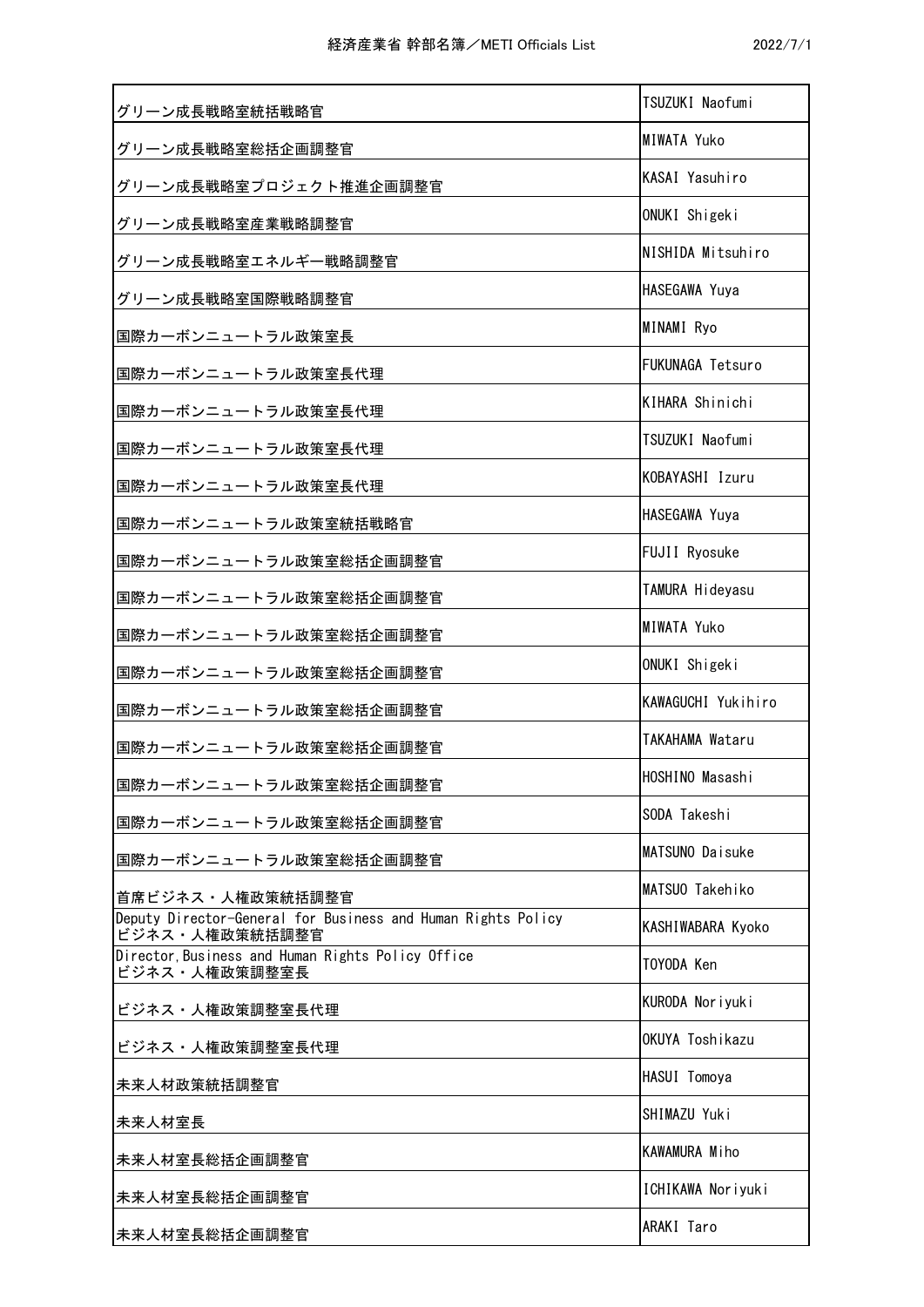| | |
|---|---|
| グリーン成長戦略室統括戦略官 | TSUZUKI Naofumi |
| グリーン成長戦略室総括企画調整官 | MIWATA Yuko |
| グリーン成長戦略室プロジェクト推進企画調整官 | KASAI Yasuhiro |
| グリーン成長戦略室産業戦略調整官 | ONUKI Shigeki |
| グリーン成長戦略室エネルギー戦略調整官 | NISHIDA Mitsuhiro |
| グリーン成長戦略室国際戦略調整官 | HASEGAWA Yuya |
| 国際カーボンニュートラル政策室長 | MINAMI Ryo |
| 国際カーボンニュートラル政策室長代理 | FUKUNAGA Tetsuro |
| 国際カーボンニュートラル政策室長代理 | KIHARA Shinichi |
| 国際カーボンニュートラル政策室長代理 | TSUZUKI Naofumi |
| 国際カーボンニュートラル政策室長代理 | KOBAYASHI Izuru |
| 国際カーボンニュートラル政策室統括戦略官 | HASEGAWA Yuya |
| 国際カーボンニュートラル政策室総括企画調整官 | FUJII Ryosuke |
| 国際カーボンニュートラル政策室総括企画調整官 | TAMURA Hideyasu |
| 国際カーボンニュートラル政策室総括企画調整官 | MIWATA Yuko |
| 国際カーボンニュートラル政策室総括企画調整官 | ONUKI Shigeki |
| 国際カーボンニュートラル政策室総括企画調整官 | KAWAGUCHI Yukihiro |
| 国際カーボンニュートラル政策室総括企画調整官 | TAKAHAMA Wataru |
| 国際カーボンニュートラル政策室総括企画調整官 | HOSHINO Masashi |
| 国際カーボンニュートラル政策室総括企画調整官 | SODA Takeshi |
| 国際カーボンニュートラル政策室総括企画調整官 | MATSUNO Daisuke |
| 首席ビジネス・人権政策統括調整官 | MATSUO Takehiko |
| Deputy Director-General for Business and Human Rights Policy<br>ビジネス・人権政策統括調整官 | KASHIWABARA Kyoko |
| Director,Business and Human Rights Policy Office<br>ビジネス・人権政策調整室長 | TOYODA Ken |
| ビジネス・人権政策調整室長代理 | KURODA Noriyuki |
| ビジネス・人権政策調整室長代理 | OKUYA Toshikazu |
| 未来人材政策統括調整官 | HASUI Tomoya |
| 未来人材室長 | SHIMAZU Yuki |
| 未来人材室長総括企画調整官 | KAWAMURA Miho |
| 未来人材室長総括企画調整官 | ICHIKAWA Noriyuki |
| 未来人材室長総括企画調整官 | ARAKI Taro |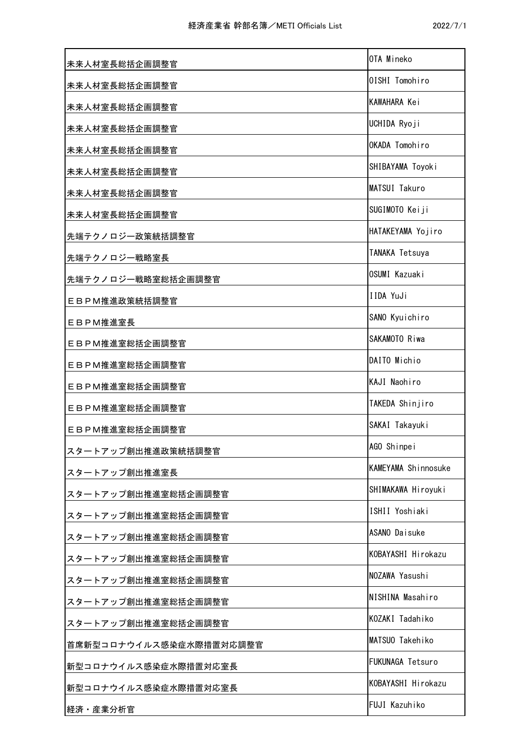| | |
|---|---|
| 未来人材室長総括企画調整官 | OTA Mineko |
| 未来人材室長総括企画調整官 | OISHI Tomohiro |
| 未来人材室長総括企画調整官 | KAWAHARA Kei |
| 未来人材室長総括企画調整官 | UCHIDA Ryoji |
| 未来人材室長総括企画調整官 | OKADA Tomohiro |
| 未来人材室長総括企画調整官 | SHIBAYAMA Toyoki |
| 未来人材室長総括企画調整官 | MATSUI Takuro |
| 未来人材室長総括企画調整官 | SUGIMOTO Keiji |
| 先端テクノロジー政策統括調整官 | HATAKEYAMA Yojiro |
| 先端テクノロジー戦略室長 | TANAKA Tetsuya |
| 先端テクノロジー戦略室総括企画調整官 | OSUMI Kazuaki |
| ＥＢＰＭ推進政策統括調整官 | IIDA YuJi |
| ＥＢＰＭ推進室長 | SANO Kyuichiro |
| ＥＢＰＭ推進室総括企画調整官 | SAKAMOTO Riwa |
| ＥＢＰＭ推進室総括企画調整官 | DAITO Michio |
| ＥＢＰＭ推進室総括企画調整官 | KAJI Naohiro |
| ＥＢＰＭ推進室総括企画調整官 | TAKEDA Shinjiro |
| ＥＢＰＭ推進室総括企画調整官 | SAKAI Takayuki |
| スタートアップ創出推進政策統括調整官 | AGO Shinpei |
| スタートアップ創出推進室長 | KAMEYAMA Shinnosuke |
| スタートアップ創出推進室総括企画調整官 | SHIMAKAWA Hiroyuki |
| スタートアップ創出推進室総括企画調整官 | ISHII Yoshiaki |
| スタートアップ創出推進室総括企画調整官 | ASANO Daisuke |
| スタートアップ創出推進室総括企画調整官 | KOBAYASHI Hirokazu |
| スタートアップ創出推進室総括企画調整官 | NOZAWA Yasushi |
| スタートアップ創出推進室総括企画調整官 | NISHINA Masahiro |
| スタートアップ創出推進室総括企画調整官 | KOZAKI Tadahiko |
| 首席新型コロナウイルス感染症水際措置対応調整官 | MATSUO Takehiko |
| 新型コロナウイルス感染症水際措置対応室長 | FUKUNAGA Tetsuro |
| 新型コロナウイルス感染症水際措置対応室長 | KOBAYASHI Hirokazu |
| 経済・産業分析官 | FUJI Kazuhiko |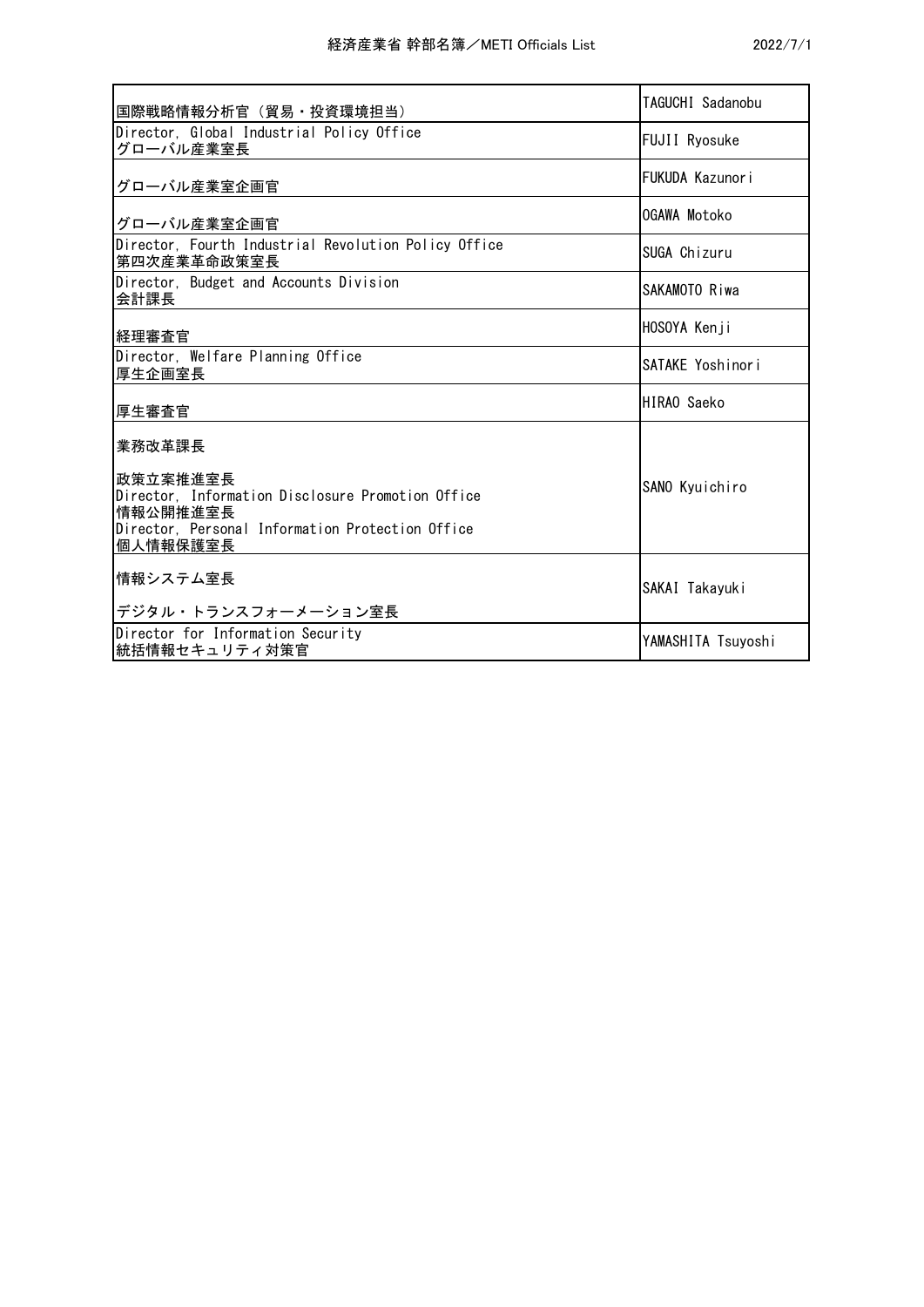| | |
|---|---|
| 国際戦略情報分析官（貿易・投資環境担当） | TAGUCHI Sadanobu |
| Director, Global Industrial Policy Office<br>グローバル産業室長 | FUJII Ryosuke |
| グローバル産業室企画官 | FUKUDA Kazunori |
| グローバル産業室企画官 | OGAWA Motoko |
| Director, Fourth Industrial Revolution Policy Office<br>第四次産業革命政策室長 | SUGA Chizuru |
| Director, Budget and Accounts Division<br>会計課長 | SAKAMOTO Riwa |
| 経理審査官 | HOSOYA Kenji |
| Director, Welfare Planning Office<br>厚生企画室長 | SATAKE Yoshinori |
| 厚生審査官 | HIRAO Saeko |
| 業務改革課長<br><br>政策立案推進室長<br>Director, Information Disclosure Promotion Office<br>情報公開推進室長<br>Director, Personal Information Protection Office<br>個人情報保護室長 | SANO Kyuichiro |
| 情報システム室長<br><br>デジタル・トランスフォーメーション室長 | SAKAI Takayuki |
| Director for Information Security<br>統括情報セキュリティ対策官 | YAMASHITA Tsuyoshi |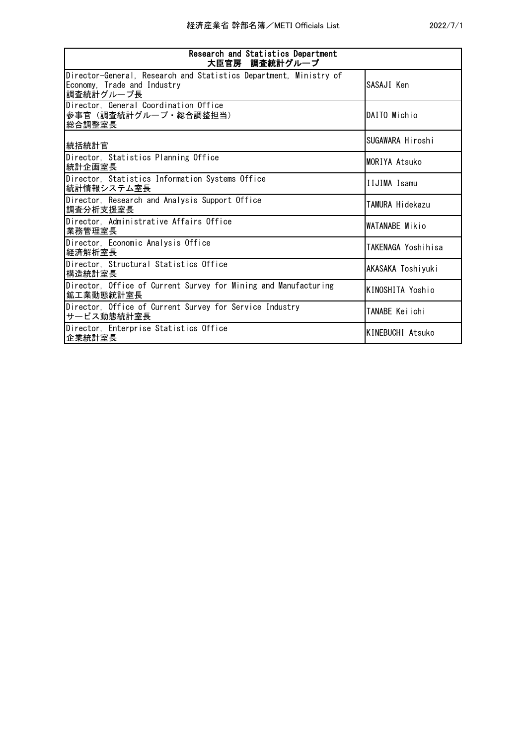| Research and Statistics Department<br>大臣官房　調査統計グループ | |
|---|---|
| Director-General, Research and Statistics Department, Ministry of Economy, Trade and Industry<br>調査統計グループ長 | SASAJI Ken |
| Director, General Coordination Office<br>参事官（調査統計グループ・総合調整担当）<br>総合調整室長 | DAITO Michio |
| 統括統計官 | SUGAWARA Hiroshi |
| Director, Statistics Planning Office<br>統計企画室長 | MORIYA Atsuko |
| Director, Statistics Information Systems Office<br>統計情報システム室長 | IIJIMA Isamu |
| Director, Research and Analysis Support Office<br>調査分析支援室長 | TAMURA Hidekazu |
| Director, Administrative Affairs Office<br>業務管理室長 | WATANABE Mikio |
| Director, Economic Analysis Office<br>経済解析室長 | TAKENAGA Yoshihisa |
| Director, Structural Statistics Office<br>構造統計室長 | AKASAKA Toshiyuki |
| Director, Office of Current Survey for Mining and Manufacturing<br>鉱工業動態統計室長 | KINOSHITA Yoshio |
| Director, Office of Current Survey for Service Industry<br>サービス動態統計室長 | TANABE Keiichi |
| Director, Enterprise Statistics Office<br>企業統計室長 | KINEBUCHI Atsuko |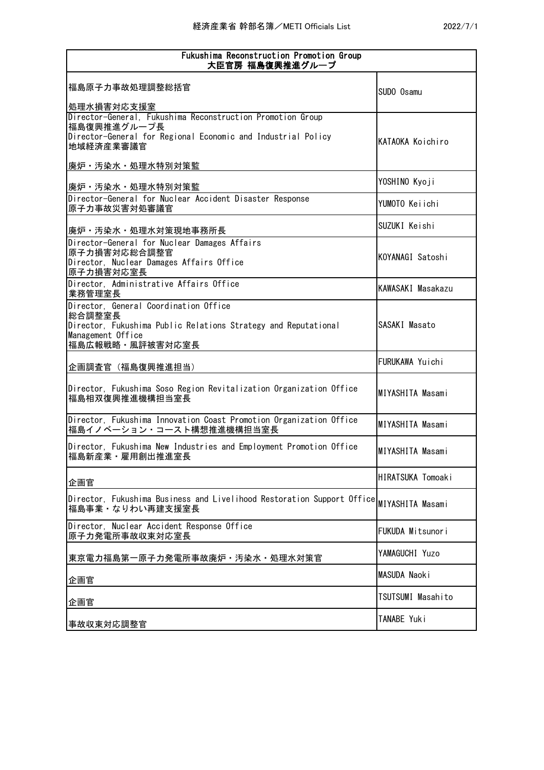| Fukushima Reconstruction Promotion Group<br>大臣官房 福島復興推進グループ | |
|---|---|
| 福島原子力事故処理調整総括官<br>処理水損害対応支援室 | SUDO Osamu |
| Director-General, Fukushima Reconstruction Promotion Group<br>福島復興推進グループ長<br>Director-General for Regional Economic and Industrial Policy<br>地域経済産業審議官<br>廃炉・汚染水・処理水特別対策監 | KATAOKA Koichiro |
| 廃炉・汚染水・処理水特別対策監 | YOSHINO Kyoji |
| Director-General for Nuclear Accident Disaster Response<br>原子力事故災害対処審議官 | YUMOTO Keiichi |
| 廃炉・汚染水・処理水対策現地事務所長 | SUZUKI Keishi |
| Director-General for Nuclear Damages Affairs<br>原子力損害対応総合調整官<br>Director, Nuclear Damages Affairs Office<br>原子力損害対応室長 | KOYANAGI Satoshi |
| Director, Administrative Affairs Office<br>業務管理室長 | KAWASAKI Masakazu |
| Director, General Coordination Office<br>総合調整室長<br>Director, Fukushima Public Relations Strategy and Reputational Management Office<br>福島広報戦略・風評被害対応室長 | SASAKI Masato |
| 企画調査官（福島復興推進担当） | FURUKAWA Yuichi |
| Director, Fukushima Soso Region Revitalization Organization Office<br>福島相双復興推進機構担当室長 | MIYASHITA Masami |
| Director, Fukushima Innovation Coast Promotion Organization Office<br>福島イノベーション・コースト構想推進機構担当室長 | MIYASHITA Masami |
| Director, Fukushima New Industries and Employment Promotion Office<br>福島新産業・雇用創出推進室長 | MIYASHITA Masami |
| 企画官 | HIRATSUKA Tomoaki |
| Director, Fukushima Business and Livelihood Restoration Support Office<br>福島事業・なりわい再建支援室長 | MIYASHITA Masami |
| Director, Nuclear Accident Response Office<br>原子力発電所事故収束対応室長 | FUKUDA Mitsunori |
| 東京電力福島第一原子力発電所事故廃炉・汚染水・処理水対策官 | YAMAGUCHI Yuzo |
| 企画官 | MASUDA Naoki |
| 企画官 | TSUTSUMI Masahito |
| 事故収束対応調整官 | TANABE Yuki |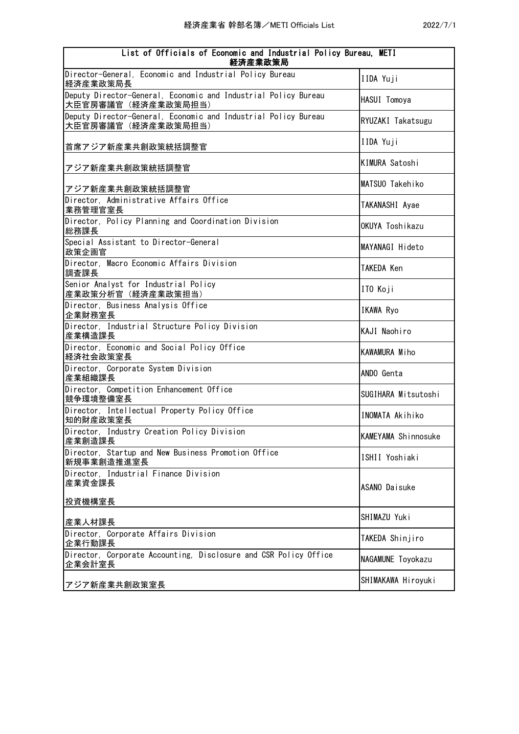| List of Officials of Economic and Industrial Policy Bureau, METI<br>経済産業政策局 | |
|---|---|
| Director-General, Economic and Industrial Policy Bureau<br>経済産業政策局長 | IIDA Yuji |
| Deputy Director-General, Economic and Industrial Policy Bureau<br>大臣官房審議官（経済産業政策局担当） | HASUI Tomoya |
| Deputy Director-General, Economic and Industrial Policy Bureau<br>大臣官房審議官（経済産業政策局担当） | RYUZAKI Takatsugu |
| 首席アジア新産業共創政策統括調整官 | IIDA Yuji |
| アジア新産業共創政策統括調整官 | KIMURA Satoshi |
| アジア新産業共創政策統括調整官 | MATSUO Takehiko |
| Director, Administrative Affairs Office<br>業務管理官室長 | TAKANASHI Ayae |
| Director, Policy Planning and Coordination Division<br>総務課長 | OKUYA Toshikazu |
| Special Assistant to Director-General<br>政策企画官 | MAYANAGI Hideto |
| Director, Macro Economic Affairs Division<br>調査課長 | TAKEDA Ken |
| Senior Analyst for Industrial Policy<br>産業政策分析官（経済産業政策担当） | ITO Koji |
| Director, Business Analysis Office<br>企業財務室長 | IKAWA Ryo |
| Director, Industrial Structure Policy Division<br>産業構造課長 | KAJI Naohiro |
| Director, Economic and Social Policy Office<br>経済社会政策室長 | KAWAMURA Miho |
| Director, Corporate System Division<br>産業組織課長 | ANDO Genta |
| Director, Competition Enhancement Office<br>競争環境整備室長 | SUGIHARA Mitsutoshi |
| Director, Intellectual Property Policy Office<br>知的財産政策室長 | INOMATA Akihiko |
| Director, Industry Creation Policy Division<br>産業創造課長 | KAMEYAMA Shinnosuke |
| Director, Startup and New Business Promotion Office<br>新規事業創造推進室長 | ISHII Yoshiaki |
| Director, Industrial Finance Division<br>産業資金課長<br>投資機構室長 | ASANO Daisuke |
| 産業人材課長 | SHIMAZU Yuki |
| Director, Corporate Affairs Division<br>企業行動課長 | TAKEDA Shinjiro |
| Director, Corporate Accounting, Disclosure and CSR Policy Office<br>企業会計室長 | NAGAMUNE Toyokazu |
| アジア新産業共創政策室長 | SHIMAKAWA Hiroyuki |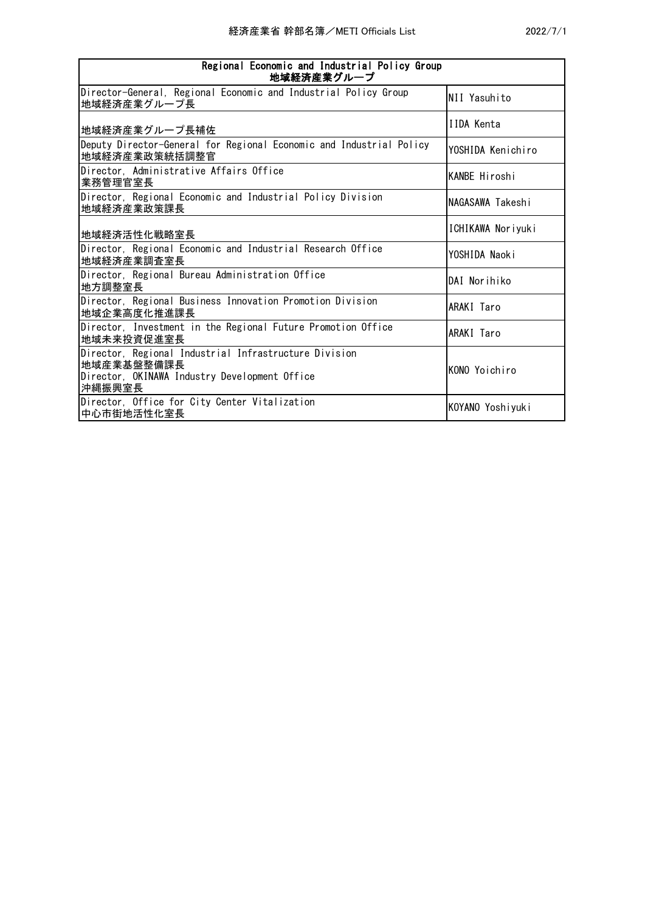| Regional Economic and Industrial Policy Group<br>地域経済産業グループ | |
|---|---|
| Director-General, Regional Economic and Industrial Policy Group<br>地域経済産業グループ長 | NII Yasuhito |
| 地域経済産業グループ長補佐 | IIDA Kenta |
| Deputy Director-General for Regional Economic and Industrial Policy<br>地域経済産業政策統括調整官 | YOSHIDA Kenichiro |
| Director, Administrative Affairs Office<br>業務管理官室長 | KANBE Hiroshi |
| Director, Regional Economic and Industrial Policy Division<br>地域経済産業政策課長 | NAGASAWA Takeshi |
| 地域経済活性化戦略室長 | ICHIKAWA Noriyuki |
| Director, Regional Economic and Industrial Research Office<br>地域経済産業調査室長 | YOSHIDA Naoki |
| Director, Regional Bureau Administration Office<br>地方調整室長 | DAI Norihiko |
| Director, Regional Business Innovation Promotion Division<br>地域企業高度化推進課長 | ARAKI Taro |
| Director, Investment in the Regional Future Promotion Office<br>地域未来投資促進室長 | ARAKI Taro |
| Director, Regional Industrial Infrastructure Division<br>地域産業基盤整備課長<br>Director, OKINAWA Industry Development Office<br>沖縄振興室長 | KONO Yoichiro |
| Director, Office for City Center Vitalization<br>中心市街地活性化室長 | KOYANO Yoshiyuki |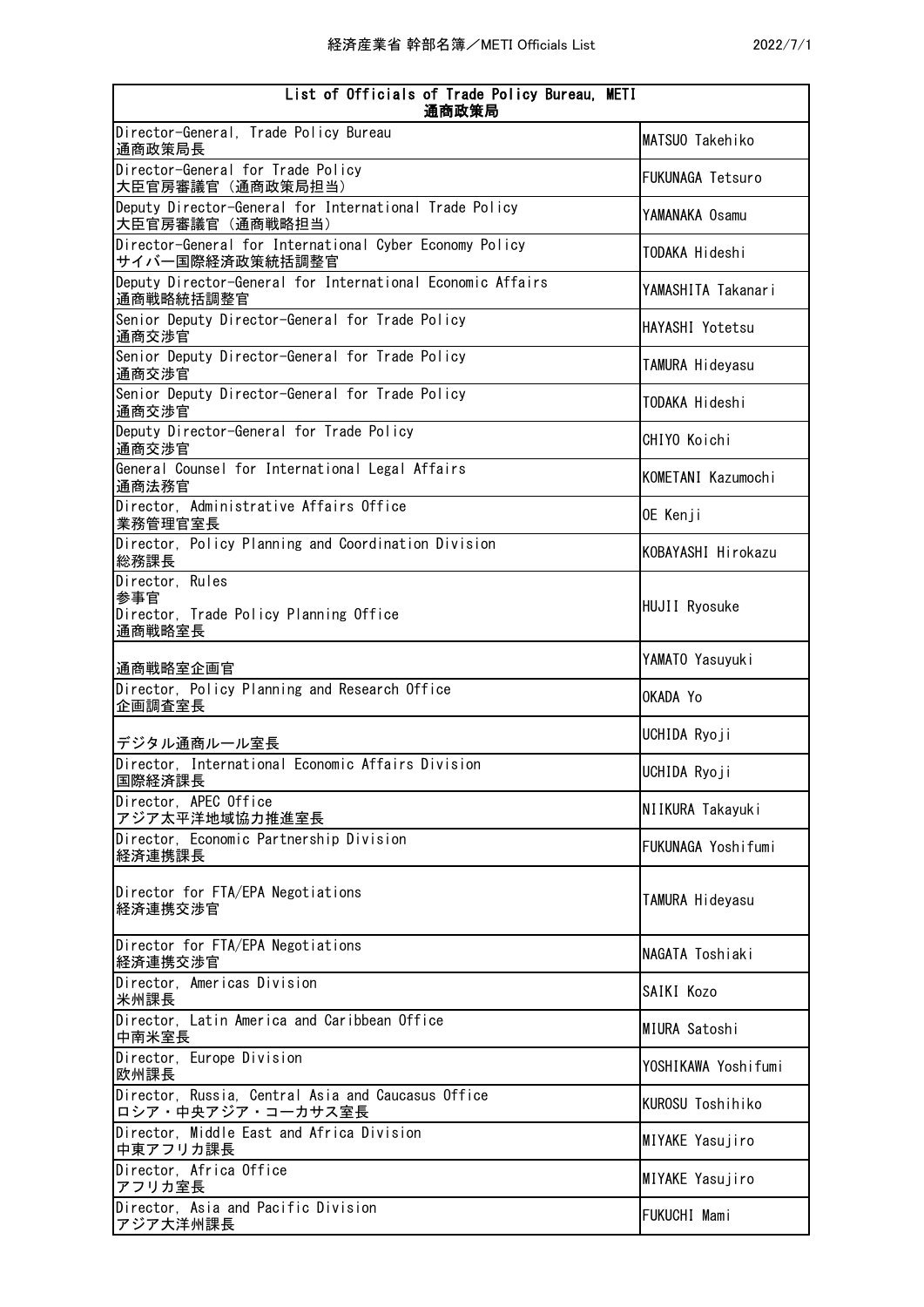経済産業省 幹部名簿／METI Officials List

2022/7/1

| List of Officials of Trade Policy Bureau, METI<br>通商政策局 | |
|---|---|
| Director-General, Trade Policy Bureau<br>通商政策局長 | MATSUO Takehiko |
| Director-General for Trade Policy<br>大臣官房審議官（通商政策局担当） | FUKUNAGA Tetsuro |
| Deputy Director-General for International Trade Policy<br>大臣官房審議官（通商戦略担当） | YAMANAKA Osamu |
| Director-General for International Cyber Economy Policy<br>サイバー国際経済政策統括調整官 | TODAKA Hideshi |
| Deputy Director-General for International Economic Affairs<br>通商戦略統括調整官 | YAMASHITA Takanari |
| Senior Deputy Director-General for Trade Policy<br>通商交渉官 | HAYASHI Yotetsu |
| Senior Deputy Director-General for Trade Policy<br>通商交渉官 | TAMURA Hideyasu |
| Senior Deputy Director-General for Trade Policy<br>通商交渉官 | TODAKA Hideshi |
| Deputy Director-General for Trade Policy<br>通商交渉官 | CHIYO Koichi |
| General Counsel for International Legal Affairs<br>通商法務官 | KOMETANI Kazumochi |
| Director, Administrative Affairs Office<br>業務管理官室長 | OE Kenji |
| Director, Policy Planning and Coordination Division<br>総務課長 | KOBAYASHI Hirokazu |
| Director, Rules<br>参事官<br>Director, Trade Policy Planning Office<br>通商戦略室長 | HUJII Ryosuke |
| 通商戦略室企画官 | YAMATO Yasuyuki |
| Director, Policy Planning and Research Office<br>企画調査室長 | OKADA Yo |
| デジタル通商ルール室長 | UCHIDA Ryoji |
| Director, International Economic Affairs Division<br>国際経済課長 | UCHIDA Ryoji |
| Director, APEC Office<br>アジア太平洋地域協力推進室長 | NIIKURA Takayuki |
| Director, Economic Partnership Division<br>経済連携課長 | FUKUNAGA Yoshifumi |
| Director for FTA/EPA Negotiations<br>経済連携交渉官 | TAMURA Hideyasu |
| Director for FTA/EPA Negotiations<br>経済連携交渉官 | NAGATA Toshiaki |
| Director, Americas Division<br>米州課長 | SAIKI Kozo |
| Director, Latin America and Caribbean Office<br>中南米室長 | MIURA Satoshi |
| Director, Europe Division<br>欧州課長 | YOSHIKAWA Yoshifumi |
| Director, Russia, Central Asia and Caucasus Office<br>ロシア・中央アジア・コーカサス室長 | KUROSU Toshihiko |
| Director, Middle East and Africa Division<br>中東アフリカ課長 | MIYAKE Yasujiro |
| Director, Africa Office<br>アフリカ室長 | MIYAKE Yasujiro |
| Director, Asia and Pacific Division<br>アジア大洋州課長 | FUKUCHI Mami |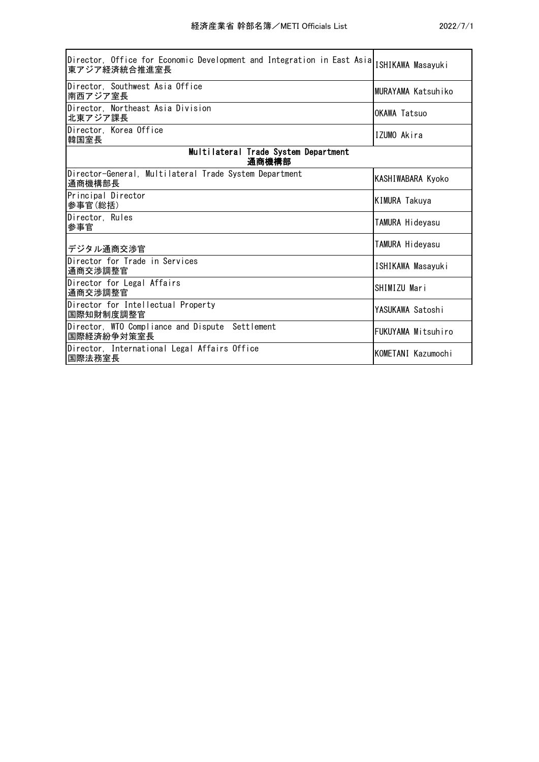| Position | Name |
| --- | --- |
| Director, Office for Economic Development and Integration in East Asia<br>東アジア経済統合推進室長 | ISHIKAWA Masayuki |
| Director, Southwest Asia Office<br>南西アジア室長 | MURAYAMA Katsuhiko |
| Director, Northeast Asia Division<br>北東アジア課長 | OKAWA Tatsuo |
| Director, Korea Office<br>韓国室長 | IZUMO Akira |
| **Multilateral Trade System Department<br>通商機構部** | |
| Director-General, Multilateral Trade System Department<br>通商機構部長 | KASHIWABARA Kyoko |
| Principal Director<br>参事官(総括) | KIMURA Takuya |
| Director, Rules<br>参事官 | TAMURA Hideyasu |
| デジタル通商交渉官 | TAMURA Hideyasu |
| Director for Trade in Services<br>通商交渉調整官 | ISHIKAWA Masayuki |
| Director for Legal Affairs<br>通商交渉調整官 | SHIMIZU Mari |
| Director for Intellectual Property<br>国際知財制度調整官 | YASUKAWA Satoshi |
| Director, WTO Compliance and Dispute Settlement<br>国際経済紛争対策室長 | FUKUYAMA Mitsuhiro |
| Director, International Legal Affairs Office<br>国際法務室長 | KOMETANI Kazumochi |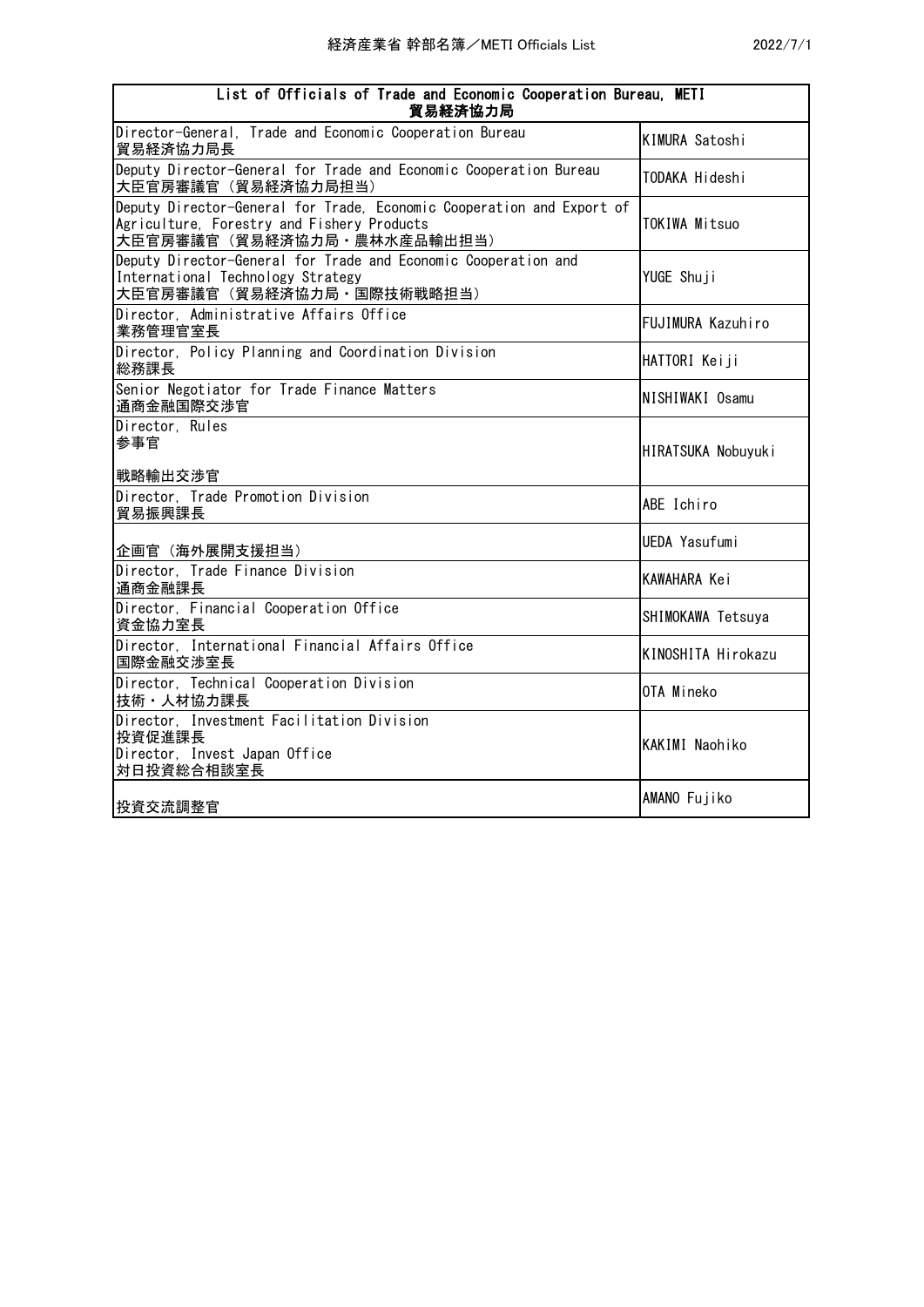| List of Officials of Trade and Economic Cooperation Bureau, METI<br>貿易経済協力局 | |
|---|---|
| Director-General, Trade and Economic Cooperation Bureau<br>貿易経済協力局長 | KIMURA Satoshi |
| Deputy Director-General for Trade and Economic Cooperation Bureau<br>大臣官房審議官（貿易経済協力局担当） | TODAKA Hideshi |
| Deputy Director-General for Trade, Economic Cooperation and Export of Agriculture, Forestry and Fishery Products<br>大臣官房審議官（貿易経済協力局・農林水産品輸出担当） | TOKIWA Mitsuo |
| Deputy Director-General for Trade and Economic Cooperation and International Technology Strategy<br>大臣官房審議官（貿易経済協力局・国際技術戦略担当） | YUGE Shuji |
| Director, Administrative Affairs Office<br>業務管理官室長 | FUJIMURA Kazuhiro |
| Director, Policy Planning and Coordination Division<br>総務課長 | HATTORI Keiji |
| Senior Negotiator for Trade Finance Matters<br>通商金融国際交渉官 | NISHIWAKI Osamu |
| Director, Rules<br>参事官<br><br>戦略輸出交渉官 | HIRATSUKA Nobuyuki |
| Director, Trade Promotion Division<br>貿易振興課長 | ABE Ichiro |
| 企画官（海外展開支援担当） | UEDA Yasufumi |
| Director, Trade Finance Division<br>通商金融課長 | KAWAHARA Kei |
| Director, Financial Cooperation Office<br>資金協力室長 | SHIMOKAWA Tetsuya |
| Director, International Financial Affairs Office<br>国際金融交渉室長 | KINOSHITA Hirokazu |
| Director, Technical Cooperation Division<br>技術・人材協力課長 | OTA Mineko |
| Director, Investment Facilitation Division<br>投資促進課長<br>Director, Invest Japan Office<br>対日投資総合相談室長 | KAKIMI Naohiko |
| 投資交流調整官 | AMANO Fujiko |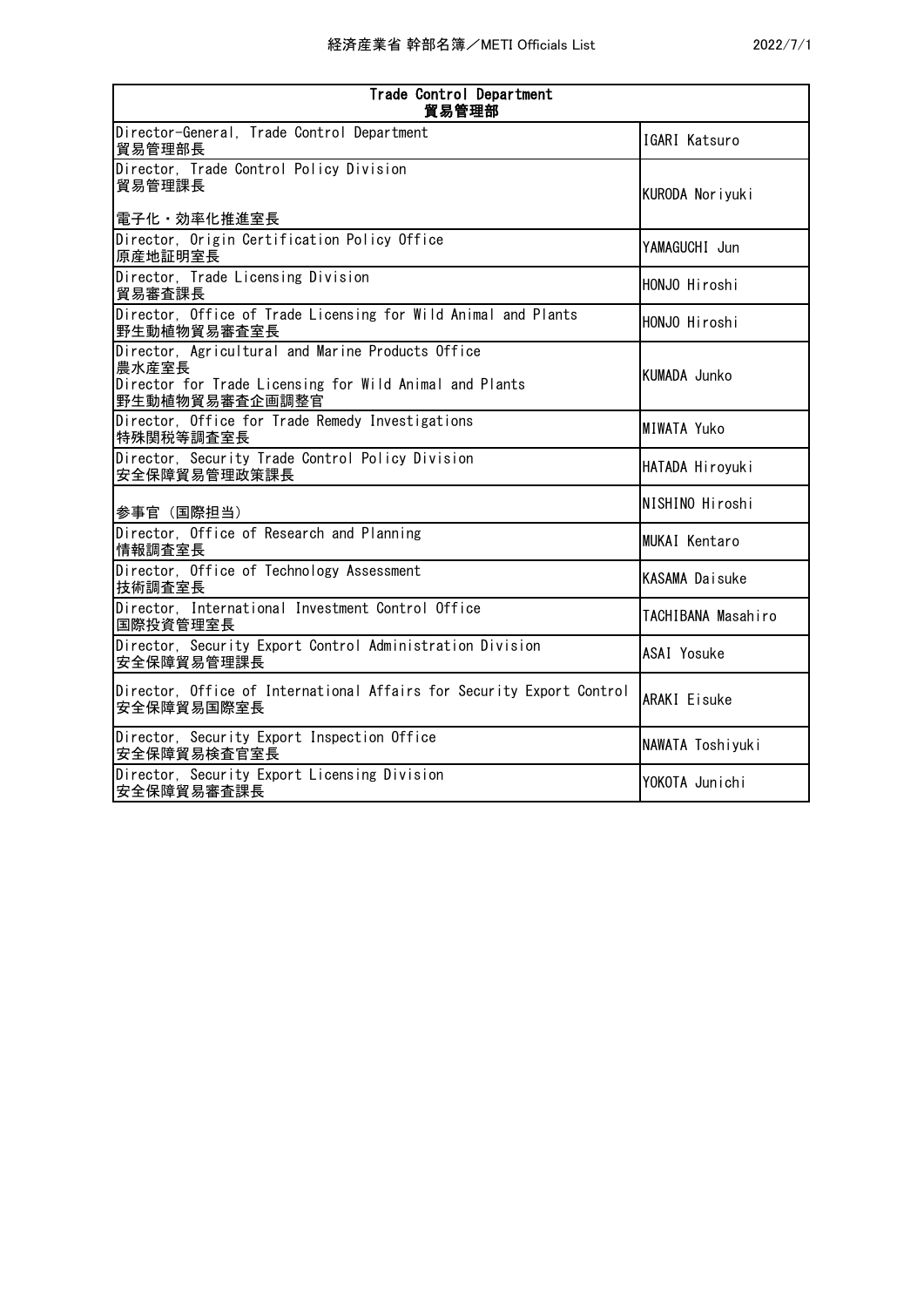| Trade Control Department<br>貿易管理部 | |
|---|---|
| Director-General, Trade Control Department<br>貿易管理部長 | IGARI Katsuro |
| Director, Trade Control Policy Division<br>貿易管理課長<br><br>電子化・効率化推進室長 | KURODA Noriyuki |
| Director, Origin Certification Policy Office<br>原産地証明室長 | YAMAGUCHI Jun |
| Director, Trade Licensing Division<br>貿易審査課長 | HONJO Hiroshi |
| Director, Office of Trade Licensing for Wild Animal and Plants<br>野生動植物貿易審査室長 | HONJO Hiroshi |
| Director, Agricultural and Marine Products Office<br>農水産室長<br>Director for Trade Licensing for Wild Animal and Plants<br>野生動植物貿易審査企画調整官 | KUMADA Junko |
| Director, Office for Trade Remedy Investigations<br>特殊関税等調査室長 | MIWATA Yuko |
| Director, Security Trade Control Policy Division<br>安全保障貿易管理政策課長 | HATADA Hiroyuki |
| 参事官（国際担当） | NISHINO Hiroshi |
| Director, Office of Research and Planning<br>情報調査室長 | MUKAI Kentaro |
| Director, Office of Technology Assessment<br>技術調査室長 | KASAMA Daisuke |
| Director, International Investment Control Office<br>国際投資管理室長 | TACHIBANA Masahiro |
| Director, Security Export Control Administration Division<br>安全保障貿易管理課長 | ASAI Yosuke |
| Director, Office of International Affairs for Security Export Control<br>安全保障貿易国際室長 | ARAKI Eisuke |
| Director, Security Export Inspection Office<br>安全保障貿易検査官室長 | NAWATA Toshiyuki |
| Director, Security Export Licensing Division<br>安全保障貿易審査課長 | YOKOTA Junichi |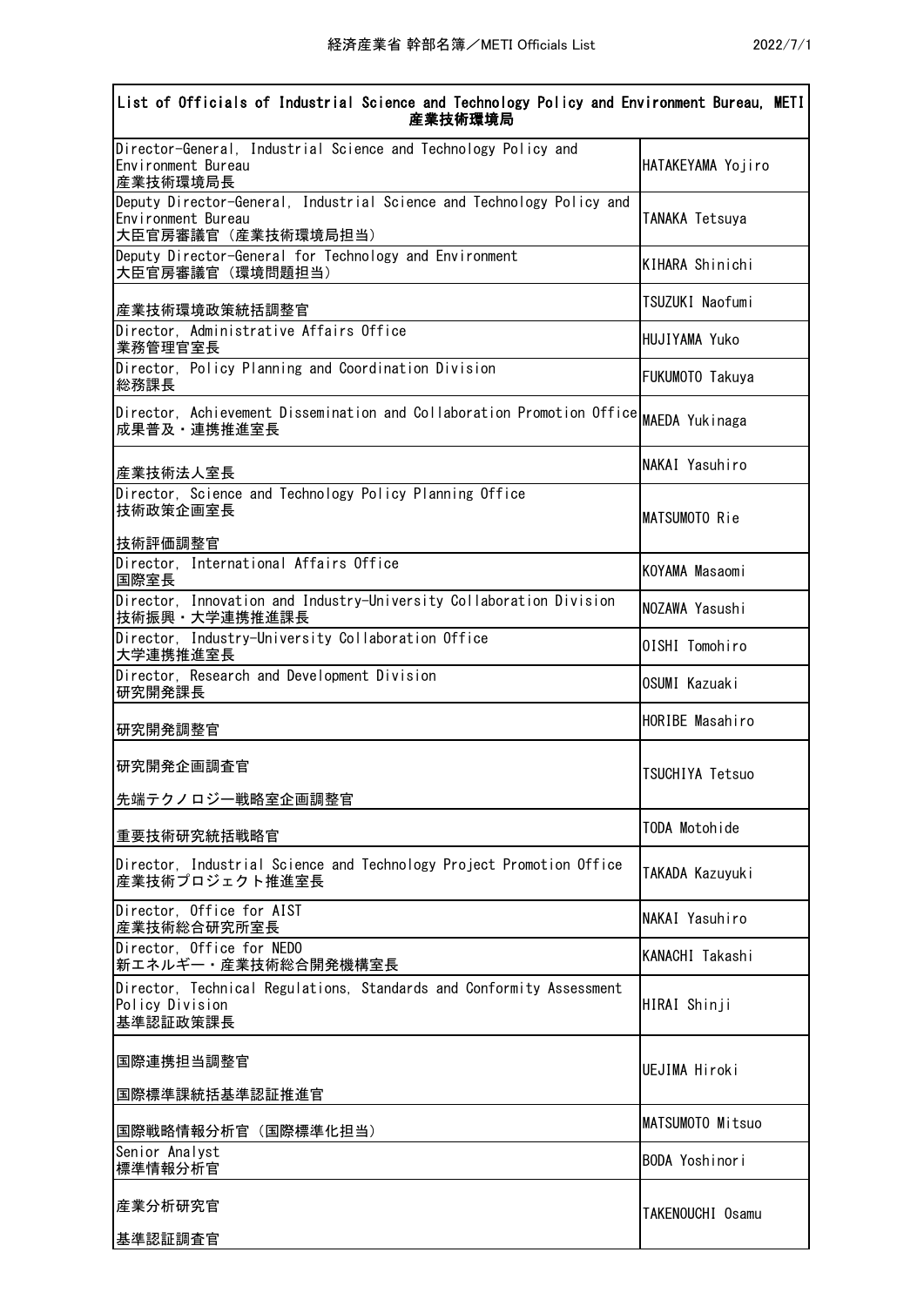| List of Officials of Industrial Science and Technology Policy and Environment Bureau, METI<br>産業技術環境局 | |
|---|---|
| Director-General, Industrial Science and Technology Policy and Environment Bureau<br>産業技術環境局長 | HATAKEYAMA Yojiro |
| Deputy Director-General, Industrial Science and Technology Policy and Environment Bureau<br>大臣官房審議官（産業技術環境局担当） | TANAKA Tetsuya |
| Deputy Director-General for Technology and Environment<br>大臣官房審議官（環境問題担当） | KIHARA Shinichi |
| 産業技術環境政策統括調整官 | TSUZUKI Naofumi |
| Director, Administrative Affairs Office<br>業務管理官室長 | HUJIYAMA Yuko |
| Director, Policy Planning and Coordination Division<br>総務課長 | FUKUMOTO Takuya |
| Director, Achievement Dissemination and Collaboration Promotion Office<br>成果普及・連携推進室長 | MAEDA Yukinaga |
| 産業技術法人室長 | NAKAI Yasuhiro |
| Director, Science and Technology Policy Planning Office<br>技術政策企画室長<br><br>技術評価調整官 | MATSUMOTO Rie |
| Director, International Affairs Office<br>国際室長 | KOYAMA Masaomi |
| Director, Innovation and Industry-University Collaboration Division<br>技術振興・大学連携推進課長 | NOZAWA Yasushi |
| Director, Industry-University Collaboration Office<br>大学連携推進室長 | OISHI Tomohiro |
| Director, Research and Development Division<br>研究開発課長 | OSUMI Kazuaki |
| 研究開発調整官 | HORIBE Masahiro |
| 研究開発企画調査官<br><br>先端テクノロジー戦略室企画調整官 | TSUCHIYA Tetsuo |
| 重要技術研究統括戦略官 | TODA Motohide |
| Director, Industrial Science and Technology Project Promotion Office<br>産業技術プロジェクト推進室長 | TAKADA Kazuyuki |
| Director, Office for AIST<br>産業技術総合研究所室長 | NAKAI Yasuhiro |
| Director, Office for NEDO<br>新エネルギー・産業技術総合開発機構室長 | KANACHI Takashi |
| Director, Technical Regulations, Standards and Conformity Assessment Policy Division<br>基準認証政策課長 | HIRAI Shinji |
| 国際連携担当調整官<br><br>国際標準課統括基準認証推進官 | UEJIMA Hiroki |
| 国際戦略情報分析官（国際標準化担当） | MATSUMOTO Mitsuo |
| Senior Analyst<br>標準情報分析官 | BODA Yoshinori |
| 産業分析研究官<br><br>基準認証調査官 | TAKENOUCHI Osamu |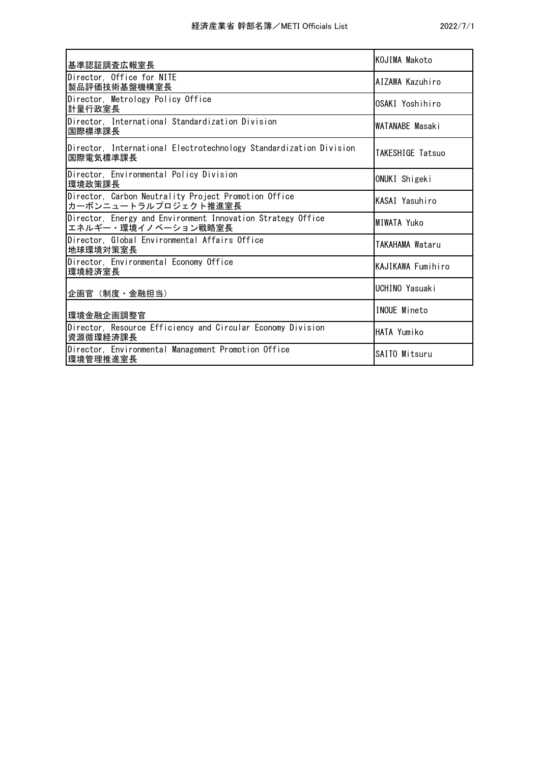| | |
|---|---|
| 基準認証調査広報室長 | KOJIMA Makoto |
| Director, Office for NITE<br>製品評価技術基盤機構室長 | AIZAWA Kazuhiro |
| Director, Metrology Policy Office<br>計量行政室長 | OSAKI Yoshihiro |
| Director, International Standardization Division<br>国際標準課長 | WATANABE Masaki |
| Director, International Electrotechnology Standardization Division<br>国際電気標準課長 | TAKESHIGE Tatsuo |
| Director, Environmental Policy Division<br>環境政策課長 | ONUKI Shigeki |
| Director, Carbon Neutrality Project Promotion Office<br>カーボンニュートラルプロジェクト推進室長 | KASAI Yasuhiro |
| Director, Energy and Environment Innovation Strategy Office<br>エネルギー・環境イノベーション戦略室長 | MIWATA Yuko |
| Director, Global Environmental Affairs Office<br>地球環境対策室長 | TAKAHAMA Wataru |
| Director, Environmental Economy Office<br>環境経済室長 | KAJIKAWA Fumihiro |
| 企画官（制度・金融担当） | UCHINO Yasuaki |
| 環境金融企画調整官 | INOUE Mineto |
| Director, Resource Efficiency and Circular Economy Division<br>資源循環経済課長 | HATA Yumiko |
| Director, Environmental Management Promotion Office<br>環境管理推進室長 | SAITO Mitsuru |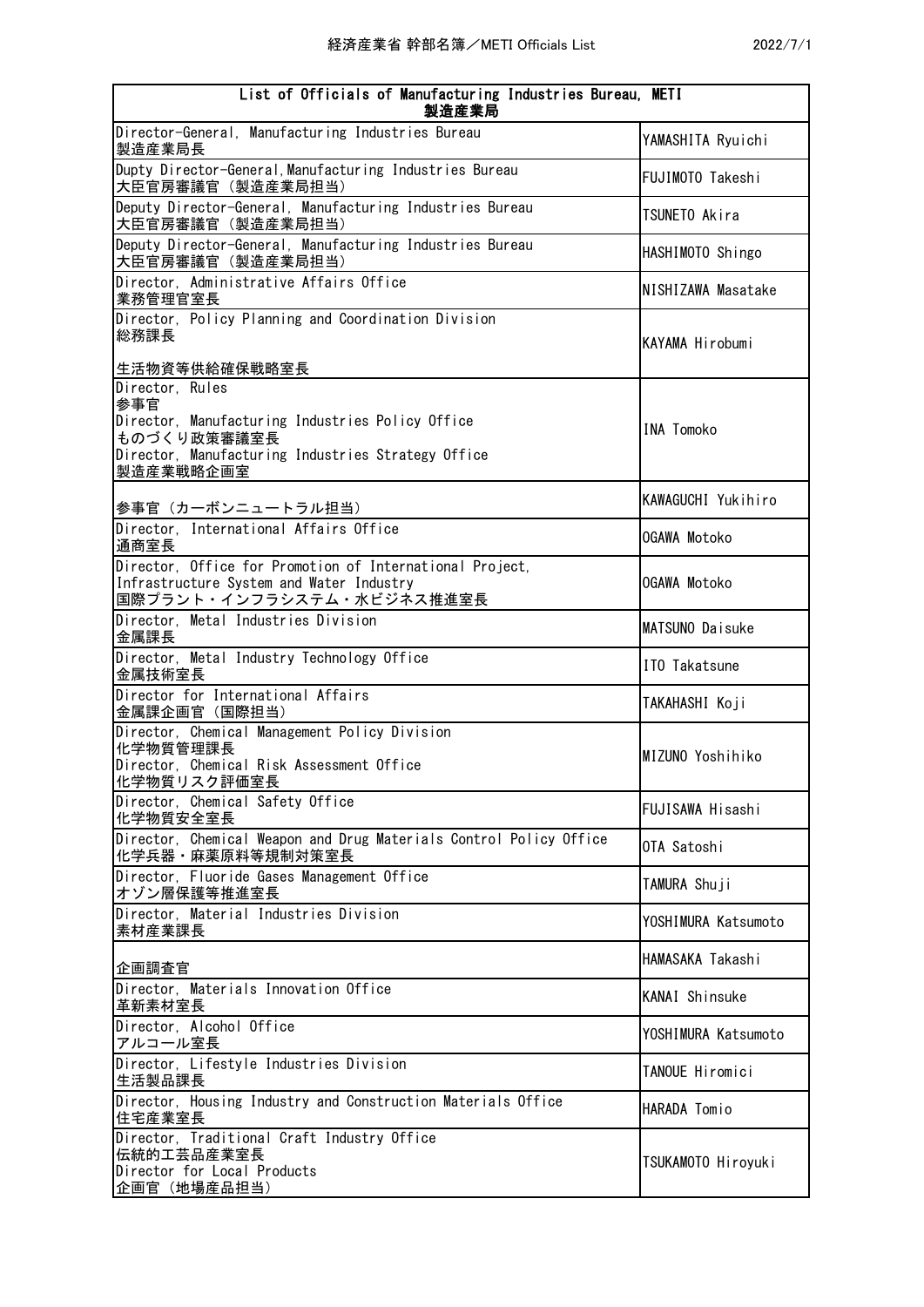| List of Officials of Manufacturing Industries Bureau, METI<br>製造産業局 | |
|---|---|
| Director-General, Manufacturing Industries Bureau<br>製造産業局長 | YAMASHITA Ryuichi |
| Dupty Director-General, Manufacturing Industries Bureau<br>大臣官房審議官（製造産業局担当） | FUJIMOTO Takeshi |
| Deputy Director-General, Manufacturing Industries Bureau<br>大臣官房審議官（製造産業局担当） | TSUNETO Akira |
| Deputy Director-General, Manufacturing Industries Bureau<br>大臣官房審議官（製造産業局担当） | HASHIMOTO Shingo |
| Director, Administrative Affairs Office<br>業務管理官室長 | NISHIZAWA Masatake |
| Director, Policy Planning and Coordination Division<br>総務課長<br><br>生活物資等供給確保戦略室長 | KAYAMA Hirobumi |
| Director, Rules<br>参事官<br>Director, Manufacturing Industries Policy Office<br>ものづくり政策審議室長<br>Director, Manufacturing Industries Strategy Office<br>製造産業戦略企画室 | INA Tomoko |
| 参事官（カーボンニュートラル担当） | KAWAGUCHI Yukihiro |
| Director, International Affairs Office<br>通商室長 | OGAWA Motoko |
| Director, Office for Promotion of International Project, Infrastructure System and Water Industry<br>国際プラント・インフラシステム・水ビジネス推進室長 | OGAWA Motoko |
| Director, Metal Industries Division<br>金属課長 | MATSUNO Daisuke |
| Director, Metal Industry Technology Office<br>金属技術室長 | ITO Takatsune |
| Director for International Affairs<br>金属課企画官（国際担当） | TAKAHASHI Koji |
| Director, Chemical Management Policy Division<br>化学物質管理課長<br>Director, Chemical Risk Assessment Office<br>化学物質リスク評価室長 | MIZUNO Yoshihiko |
| Director, Chemical Safety Office<br>化学物質安全室長 | FUJISAWA Hisashi |
| Director, Chemical Weapon and Drug Materials Control Policy Office<br>化学兵器・麻薬原料等規制対策室長 | OTA Satoshi |
| Director, Fluoride Gases Management Office<br>オゾン層保護等推進室長 | TAMURA Shuji |
| Director, Material Industries Division<br>素材産業課長 | YOSHIMURA Katsumoto |
| 企画調査官 | HAMASAKA Takashi |
| Director, Materials Innovation Office<br>革新素材室長 | KANAI Shinsuke |
| Director, Alcohol Office<br>アルコール室長 | YOSHIMURA Katsumoto |
| Director, Lifestyle Industries Division<br>生活製品課長 | TANOUE Hiromici |
| Director, Housing Industry and Construction Materials Office<br>住宅産業室長 | HARADA Tomio |
| Director, Traditional Craft Industry Office<br>伝統的工芸品産業室長<br>Director for Local Products<br>企画官（地場産品担当） | TSUKAMOTO Hiroyuki |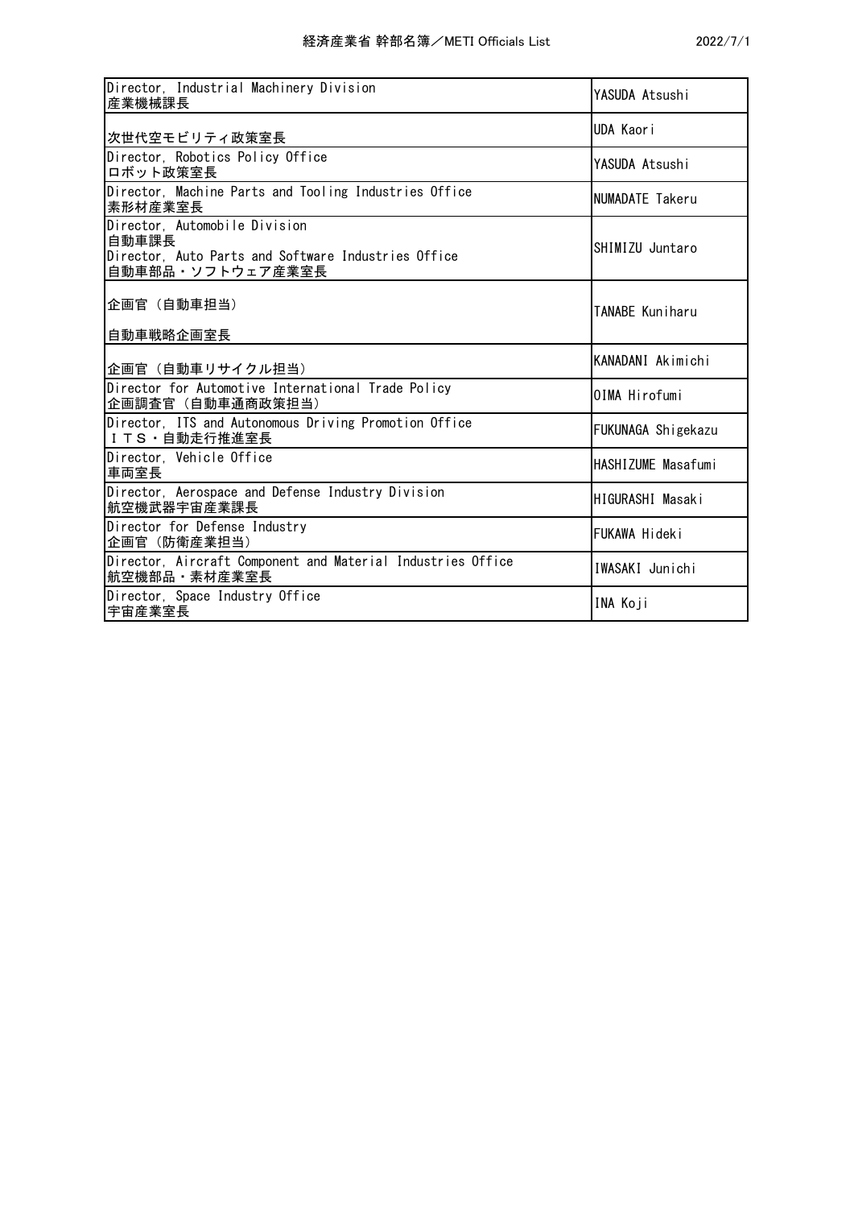| Position | Name |
| --- | --- |
| Director, Industrial Machinery Division<br>産業機械課長 | YASUDA Atsushi |
| 次世代空モビリティ政策室長 | UDA Kaori |
| Director, Robotics Policy Office<br>ロボット政策室長 | YASUDA Atsushi |
| Director, Machine Parts and Tooling Industries Office<br>素形材産業室長 | NUMADATE Takeru |
| Director, Automobile Division<br>自動車課長<br>Director, Auto Parts and Software Industries Office<br>自動車部品・ソフトウェア産業室長 | SHIMIZU Juntaro |
| 企画官（自動車担当）<br>自動車戦略企画室長 | TANABE Kuniharu |
| 企画官（自動車リサイクル担当） | KANADANI Akimichi |
| Director for Automotive International Trade Policy<br>企画調査官（自動車通商政策担当） | OIMA Hirofumi |
| Director, ITS and Autonomous Driving Promotion Office<br>ＩＴＳ・自動走行推進室長 | FUKUNAGA Shigekazu |
| Director, Vehicle Office<br>車両室長 | HASHIZUME Masafumi |
| Director, Aerospace and Defense Industry Division<br>航空機武器宇宙産業課長 | HIGURASHI Masaki |
| Director for Defense Industry<br>企画官（防衛産業担当） | FUKAWA Hideki |
| Director, Aircraft Component and Material Industries Office<br>航空機部品・素材産業室長 | IWASAKI Junichi |
| Director, Space Industry Office<br>宇宙産業室長 | INA Koji |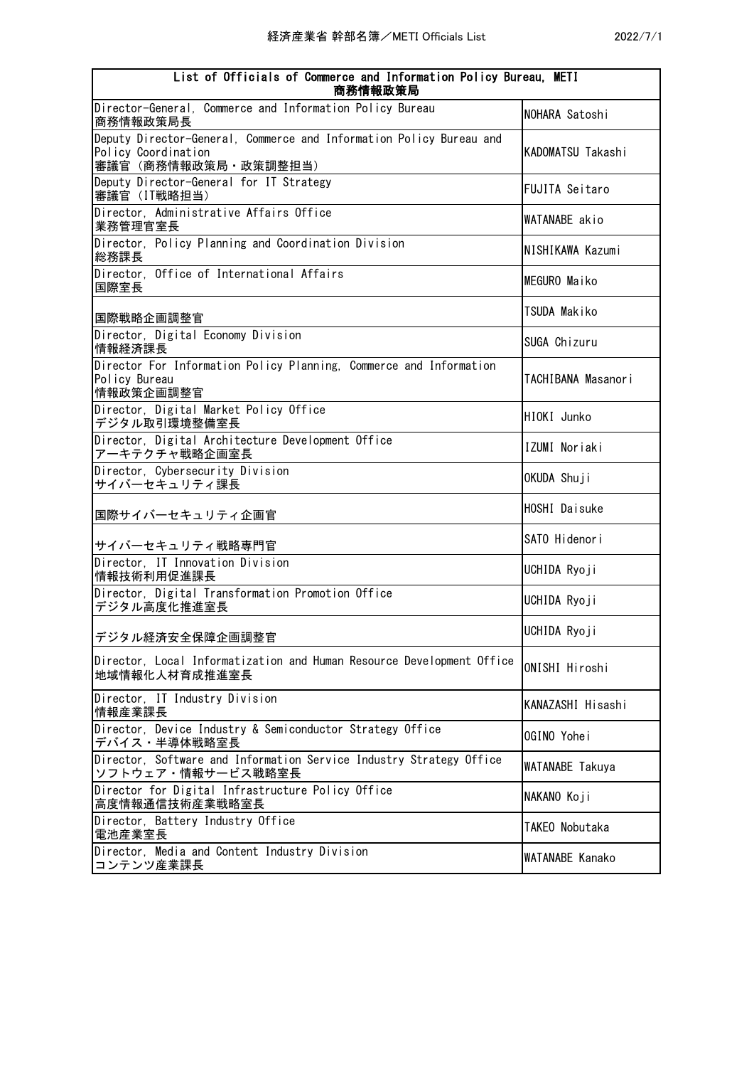| List of Officials of Commerce and Information Policy Bureau, METI<br>商務情報政策局 | |
|---|---|
| Director-General, Commerce and Information Policy Bureau<br>商務情報政策局長 | NOHARA Satoshi |
| Deputy Director-General, Commerce and Information Policy Bureau and Policy Coordination<br>審議官（商務情報政策局・政策調整担当） | KADOMATSU Takashi |
| Deputy Director-General for IT Strategy<br>審議官（IT戦略担当） | FUJITA Seitaro |
| Director, Administrative Affairs Office<br>業務管理官室長 | WATANABE akio |
| Director, Policy Planning and Coordination Division<br>総務課長 | NISHIKAWA Kazumi |
| Director, Office of International Affairs<br>国際室長 | MEGURO Maiko |
| 国際戦略企画調整官 | TSUDA Makiko |
| Director, Digital Economy Division<br>情報経済課長 | SUGA Chizuru |
| Director For Information Policy Planning, Commerce and Information Policy Bureau<br>情報政策企画調整官 | TACHIBANA Masanori |
| Director, Digital Market Policy Office<br>デジタル取引環境整備室長 | HIOKI Junko |
| Director, Digital Architecture Development Office<br>アーキテクチャ戦略企画室長 | IZUMI Noriaki |
| Director, Cybersecurity Division<br>サイバーセキュリティ課長 | OKUDA Shuji |
| 国際サイバーセキュリティ企画官 | HOSHI Daisuke |
| サイバーセキュリティ戦略専門官 | SATO Hidenori |
| Director, IT Innovation Division<br>情報技術利用促進課長 | UCHIDA Ryoji |
| Director, Digital Transformation Promotion Office<br>デジタル高度化推進室長 | UCHIDA Ryoji |
| デジタル経済安全保障企画調整官 | UCHIDA Ryoji |
| Director, Local Informatization and Human Resource Development Office<br>地域情報化人材育成推進室長 | ONISHI Hiroshi |
| Director, IT Industry Division<br>情報産業課長 | KANAZASHI Hisashi |
| Director, Device Industry & Semiconductor Strategy Office<br>デバイス・半導体戦略室長 | OGINO Yohei |
| Director, Software and Information Service Industry Strategy Office<br>ソフトウェア・情報サービス戦略室長 | WATANABE Takuya |
| Director for Digital Infrastructure Policy Office<br>高度情報通信技術産業戦略室長 | NAKANO Koji |
| Director, Battery Industry Office<br>電池産業室長 | TAKEO Nobutaka |
| Director, Media and Content Industry Division<br>コンテンツ産業課長 | WATANABE Kanako |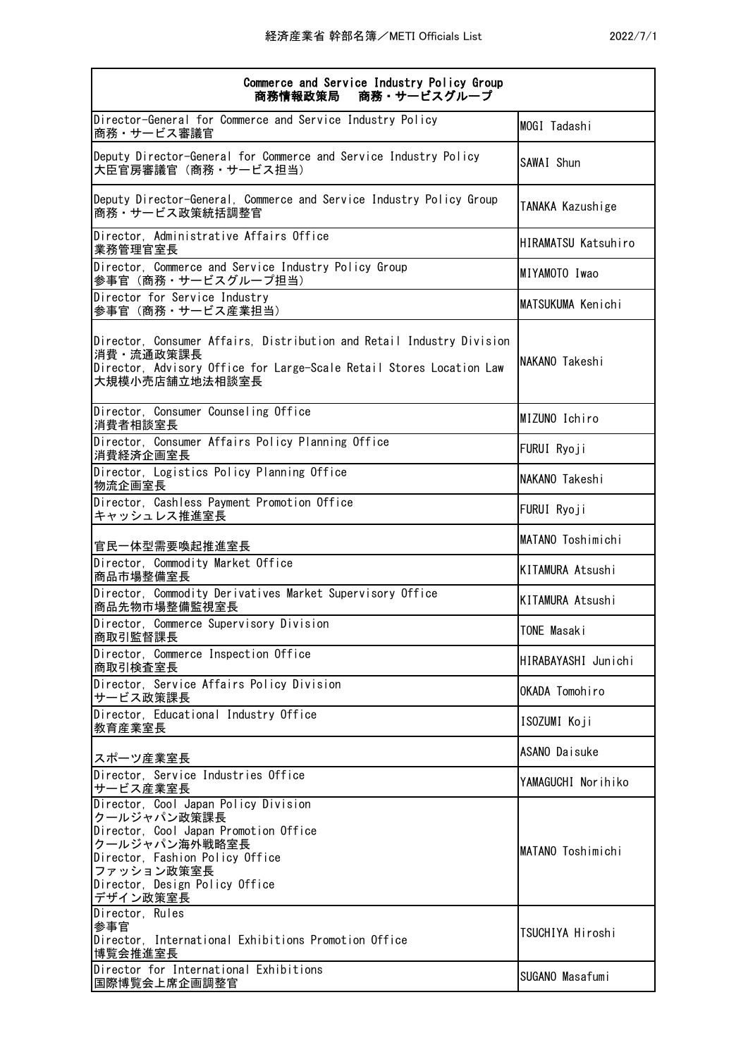| Commerce and Service Industry Policy Group<br>商務情報政策局　商務・サービスグループ | |
|---|---|
| Director-General for Commerce and Service Industry Policy<br>商務・サービス審議官 | MOGI Tadashi |
| Deputy Director-General for Commerce and Service Industry Policy<br>大臣官房審議官（商務・サービス担当） | SAWAI Shun |
| Deputy Director-General, Commerce and Service Industry Policy Group<br>商務・サービス政策統括調整官 | TANAKA Kazushige |
| Director, Administrative Affairs Office<br>業務管理官室長 | HIRAMATSU Katsuhiro |
| Director, Commerce and Service Industry Policy Group<br>参事官（商務・サービスグループ担当） | MIYAMOTO Iwao |
| Director for Service Industry<br>参事官（商務・サービス産業担当） | MATSUKUMA Kenichi |
| Director, Consumer Affairs, Distribution and Retail Industry Division<br>消費・流通政策課長<br>Director, Advisory Office for Large-Scale Retail Stores Location Law<br>大規模小売店舗立地法相談室長 | NAKANO Takeshi |
| Director, Consumer Counseling Office<br>消費者相談室長 | MIZUNO Ichiro |
| Director, Consumer Affairs Policy Planning Office<br>消費経済企画室長 | FURUI Ryoji |
| Director, Logistics Policy Planning Office<br>物流企画室長 | NAKANO Takeshi |
| Director, Cashless Payment Promotion Office<br>キャッシュレス推進室長 | FURUI Ryoji |
| 官民一体型需要喚起推進室長 | MATANO Toshimichi |
| Director, Commodity Market Office<br>商品市場整備室長 | KITAMURA Atsushi |
| Director, Commodity Derivatives Market Supervisory Office<br>商品先物市場整備監視室長 | KITAMURA Atsushi |
| Director, Commerce Supervisory Division<br>商取引監督課長 | TONE Masaki |
| Director, Commerce Inspection Office<br>商取引検査室長 | HIRABAYASHI Junichi |
| Director, Service Affairs Policy Division<br>サービス政策課長 | OKADA Tomohiro |
| Director, Educational Industry Office<br>教育産業室長 | ISOZUMI Koji |
| スポーツ産業室長 | ASANO Daisuke |
| Director, Service Industries Office<br>サービス産業室長 | YAMAGUCHI Norihiko |
| Director, Cool Japan Policy Division<br>クールジャパン政策課長<br>Director, Cool Japan Promotion Office<br>クールジャパン海外戦略室長<br>Director, Fashion Policy Office<br>ファッション政策室長<br>Director, Design Policy Office<br>デザイン政策室長 | MATANO Toshimichi |
| Director, Rules<br>参事官<br>Director, International Exhibitions Promotion Office<br>博覧会推進室長 | TSUCHIYA Hiroshi |
| Director for International Exhibitions<br>国際博覧会上席企画調整官 | SUGANO Masafumi |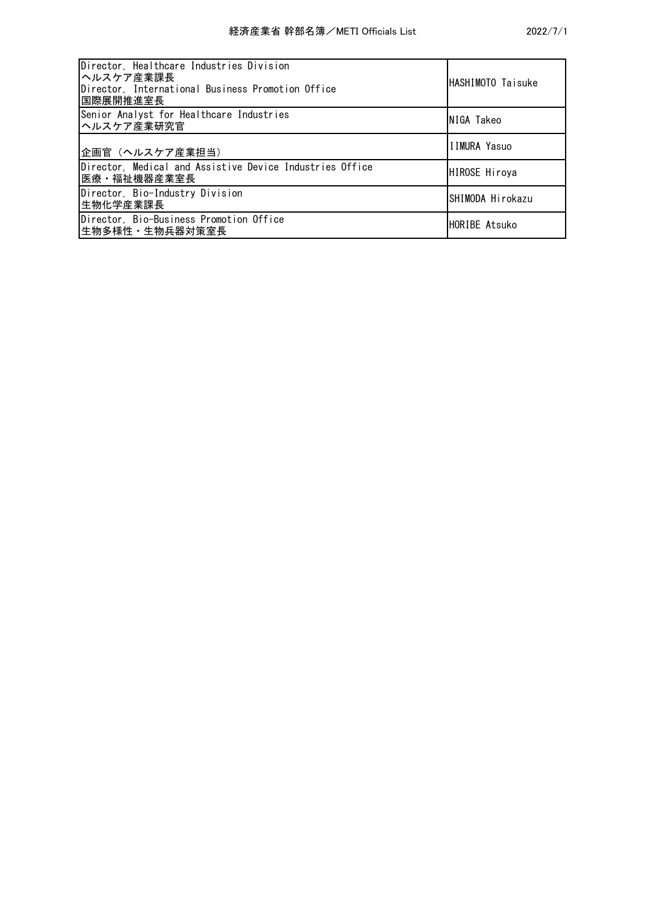| | |
|---|---|
| Director, Healthcare Industries Division<br>ヘルスケア産業課長<br>Director, International Business Promotion Office<br>国際展開推進室長 | HASHIMOTO Taisuke |
| Senior Analyst for Healthcare Industries<br>ヘルスケア産業研究官 | NIGA Takeo |
| 企画官（ヘルスケア産業担当） | IIMURA Yasuo |
| Director, Medical and Assistive Device Industries Office<br>医療・福祉機器産業室長 | HIROSE Hiroya |
| Director, Bio-Industry Division<br>生物化学産業課長 | SHIMODA Hirokazu |
| Director, Bio-Business Promotion Office<br>生物多様性・生物兵器対策室長 | HORIBE Atsuko |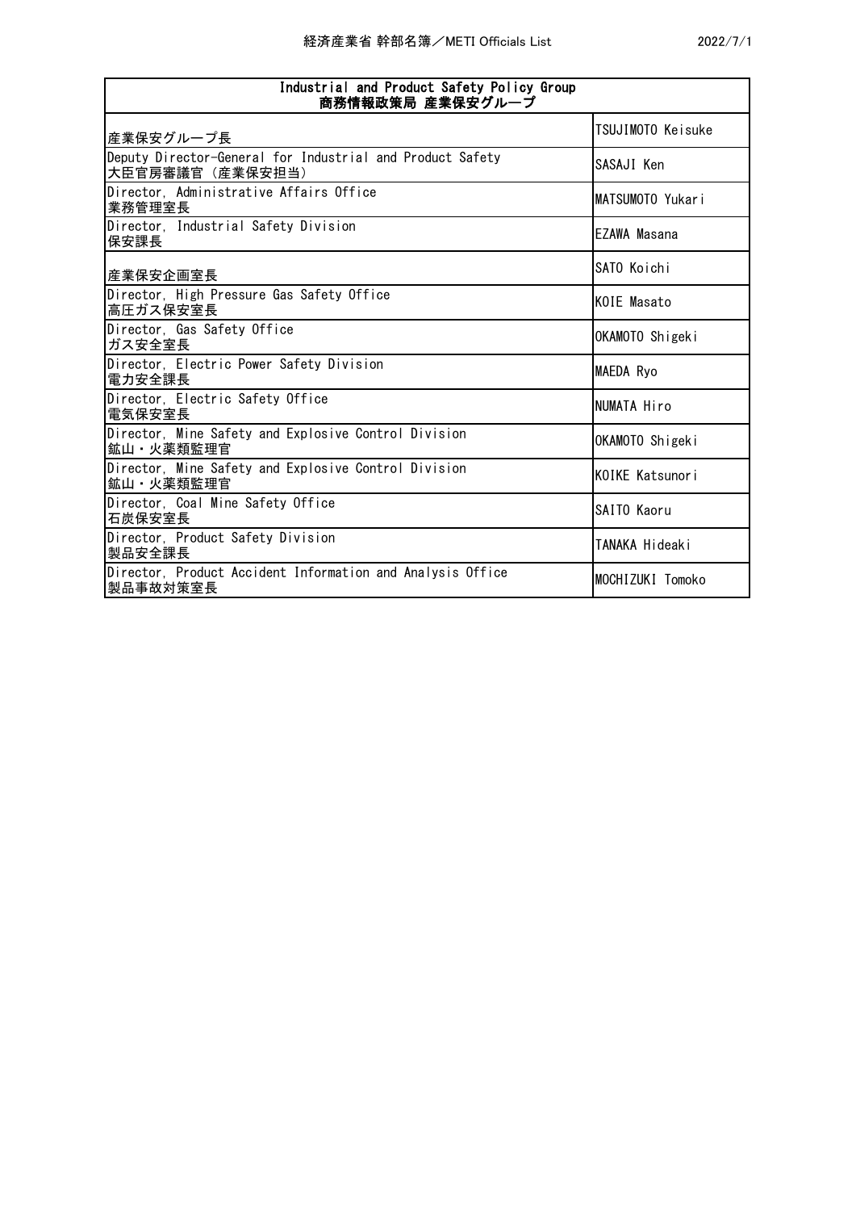| Industrial and Product Safety Policy Group<br>商務情報政策局 産業保安グループ | |
|---|---|
| 産業保安グループ長 | TSUJIMOTO Keisuke |
| Deputy Director-General for Industrial and Product Safety<br>大臣官房審議官（産業保安担当） | SASAJI Ken |
| Director, Administrative Affairs Office<br>業務管理室長 | MATSUMOTO Yukari |
| Director, Industrial Safety Division<br>保安課長 | EZAWA Masana |
| 産業保安企画室長 | SATO Koichi |
| Director, High Pressure Gas Safety Office<br>高圧ガス保安室長 | KOIE Masato |
| Director, Gas Safety Office<br>ガス安全室長 | OKAMOTO Shigeki |
| Director, Electric Power Safety Division<br>電力安全課長 | MAEDA Ryo |
| Director, Electric Safety Office<br>電気保安室長 | NUMATA Hiro |
| Director, Mine Safety and Explosive Control Division<br>鉱山・火薬類監理官 | OKAMOTO Shigeki |
| Director, Mine Safety and Explosive Control Division<br>鉱山・火薬類監理官 | KOIKE Katsunori |
| Director, Coal Mine Safety Office<br>石炭保安室長 | SAITO Kaoru |
| Director, Product Safety Division<br>製品安全課長 | TANAKA Hideaki |
| Director, Product Accident Information and Analysis Office<br>製品事故対策室長 | MOCHIZUKI Tomoko |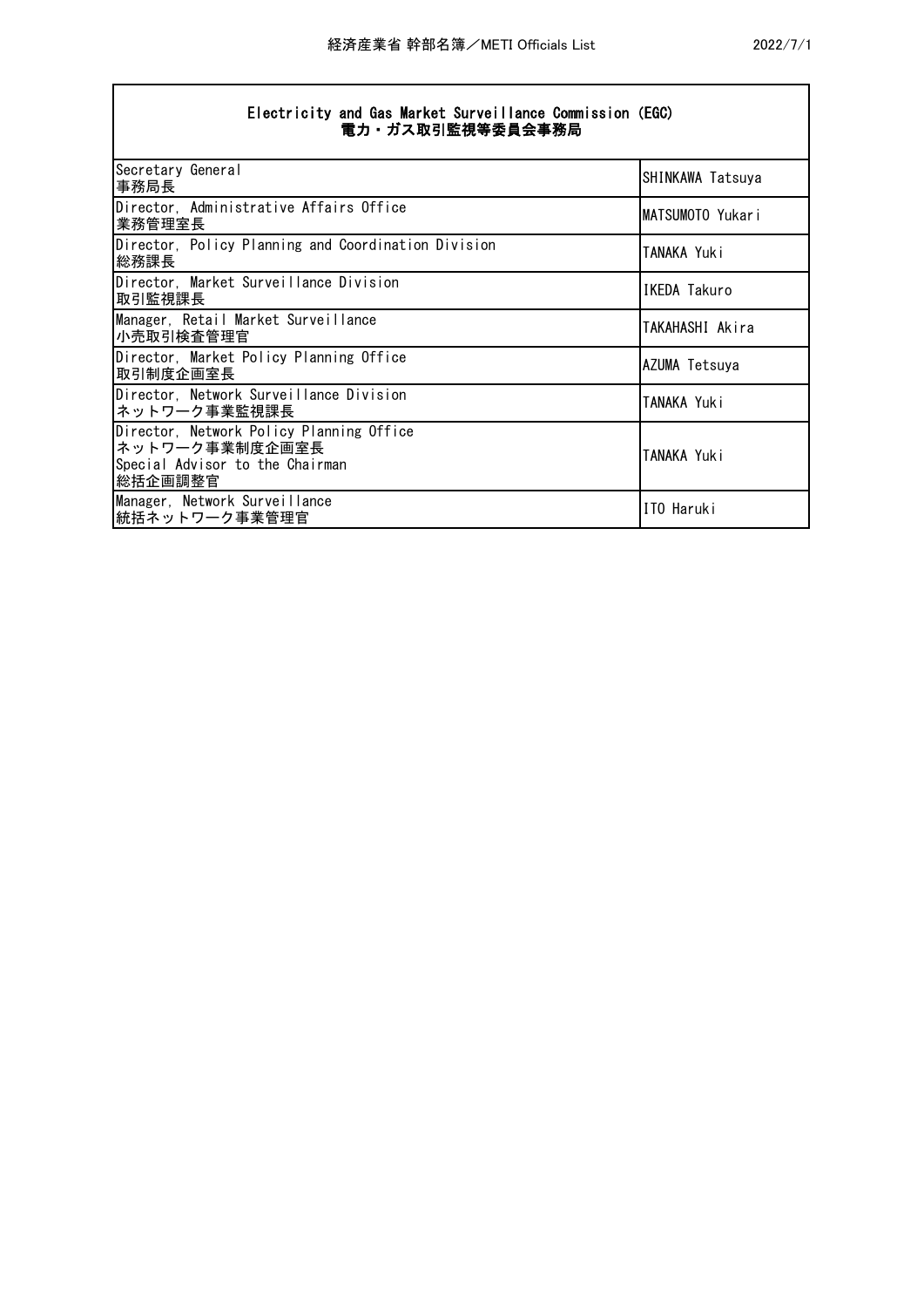| Electricity and Gas Market Surveillance Commission (EGC)<br>電力・ガス取引監視等委員会事務局 | |
|---|---|
| Secretary General<br>事務局長 | SHINKAWA Tatsuya |
| Director, Administrative Affairs Office<br>業務管理室長 | MATSUMOTO Yukari |
| Director, Policy Planning and Coordination Division<br>総務課長 | TANAKA Yuki |
| Director, Market Surveillance Division<br>取引監視課長 | IKEDA Takuro |
| Manager, Retail Market Surveillance<br>小売取引検査管理官 | TAKAHASHI Akira |
| Director, Market Policy Planning Office<br>取引制度企画室長 | AZUMA Tetsuya |
| Director, Network Surveillance Division<br>ネットワーク事業監視課長 | TANAKA Yuki |
| Director, Network Policy Planning Office<br>ネットワーク事業制度企画室長<br>Special Advisor to the Chairman<br>総括企画調整官 | TANAKA Yuki |
| Manager, Network Surveillance<br>統括ネットワーク事業管理官 | ITO Haruki |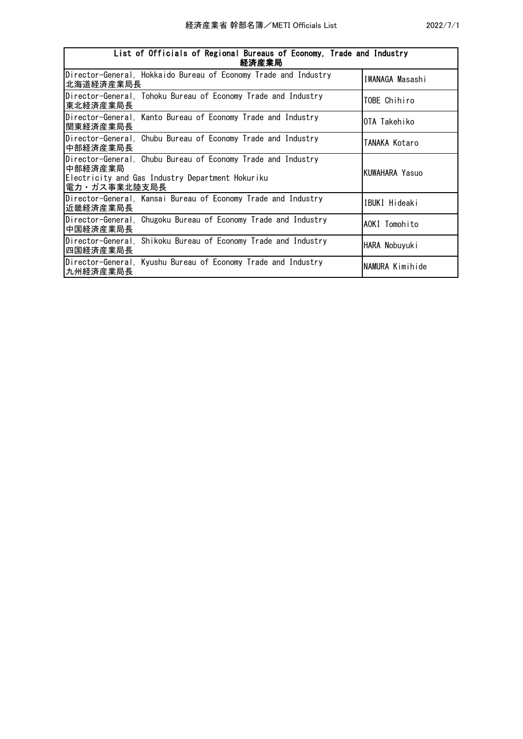| List of Officials of Regional Bureaus of Economy, Trade and Industry<br>経済産業局 | |
|---|---|
| Director-General, Hokkaido Bureau of Economy Trade and Industry<br>北海道経済産業局長 | IWANAGA Masashi |
| Director-General, Tohoku Bureau of Economy Trade and Industry<br>東北経済産業局長 | TOBE Chihiro |
| Director-General, Kanto Bureau of Economy Trade and Industry<br>関東経済産業局長 | OTA Takehiko |
| Director-General, Chubu Bureau of Economy Trade and Industry<br>中部経済産業局長 | TANAKA Kotaro |
| Director-General, Chubu Bureau of Economy Trade and Industry<br>中部経済産業局<br>Electricity and Gas Industry Department Hokuriku<br>電力・ガス事業北陸支局長 | KUWAHARA Yasuo |
| Director-General, Kansai Bureau of Economy Trade and Industry<br>近畿経済産業局長 | IBUKI Hideaki |
| Director-General, Chugoku Bureau of Economy Trade and Industry<br>中国経済産業局長 | AOKI Tomohito |
| Director-General, Shikoku Bureau of Economy Trade and Industry<br>四国経済産業局長 | HARA Nobuyuki |
| Director-General, Kyushu Bureau of Economy Trade and Industry<br>九州経済産業局長 | NAMURA Kimihide |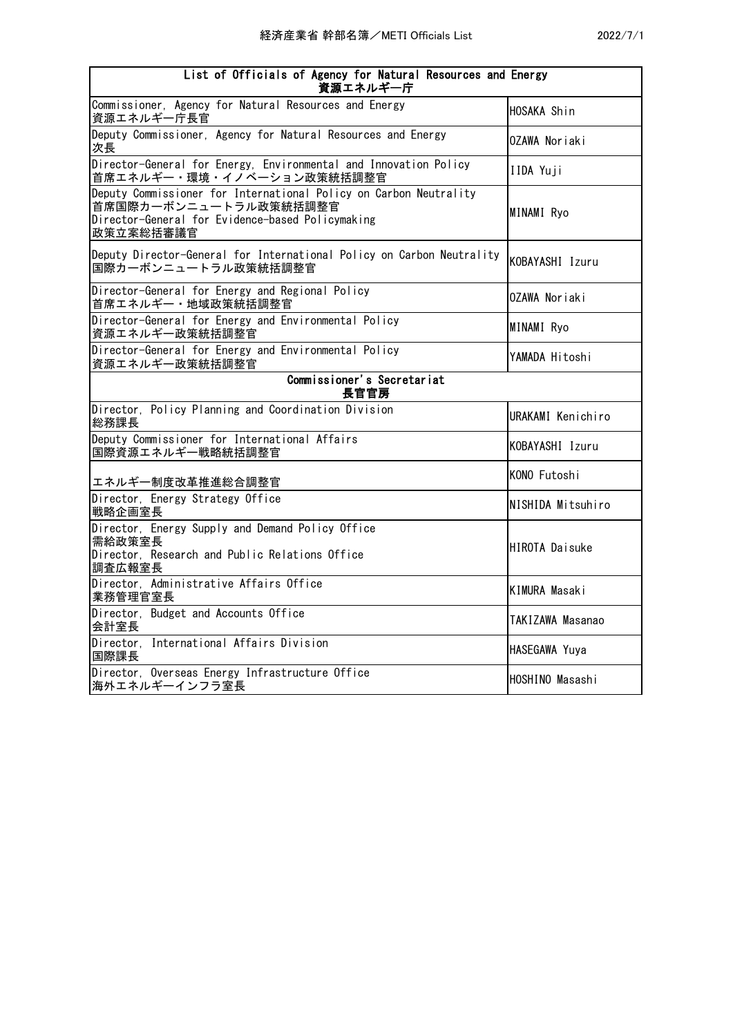| List of Officials of Agency for Natural Resources and Energy<br>資源エネルギー庁 | |
|---|---|
| Commissioner, Agency for Natural Resources and Energy<br>資源エネルギー庁長官 | HOSAKA Shin |
| Deputy Commissioner, Agency for Natural Resources and Energy<br>次長 | OZAWA Noriaki |
| Director-General for Energy, Environmental and Innovation Policy<br>首席エネルギー・環境・イノベーション政策統括調整官 | IIDA Yuji |
| Deputy Commissioner for International Policy on Carbon Neutrality<br>首席国際カーボンニュートラル政策統括調整官<br>Director-General for Evidence-based Policymaking<br>政策立案総括審議官 | MINAMI Ryo |
| Deputy Director-General for International Policy on Carbon Neutrality<br>国際カーボンニュートラル政策統括調整官 | KOBAYASHI Izuru |
| Director-General for Energy and Regional Policy<br>首席エネルギー・地域政策統括調整官 | OZAWA Noriaki |
| Director-General for Energy and Environmental Policy<br>資源エネルギー政策統括調整官 | MINAMI Ryo |
| Director-General for Energy and Environmental Policy<br>資源エネルギー政策統括調整官 | YAMADA Hitoshi |
| **Commissioner's Secretariat<br>長官官房** | |
| Director, Policy Planning and Coordination Division<br>総務課長 | URAKAMI Kenichiro |
| Deputy Commissioner for International Affairs<br>国際資源エネルギー戦略統括調整官 | KOBAYASHI Izuru |
| エネルギー制度改革推進総合調整官 | KONO Futoshi |
| Director, Energy Strategy Office<br>戦略企画室長 | NISHIDA Mitsuhiro |
| Director, Energy Supply and Demand Policy Office<br>需給政策室長<br>Director, Research and Public Relations Office<br>調査広報室長 | HIROTA Daisuke |
| Director, Administrative Affairs Office<br>業務管理官室長 | KIMURA Masaki |
| Director, Budget and Accounts Office<br>会計室長 | TAKIZAWA Masanao |
| Director, International Affairs Division<br>国際課長 | HASEGAWA Yuya |
| Director, Overseas Energy Infrastructure Office<br>海外エネルギーインフラ室長 | HOSHINO Masashi |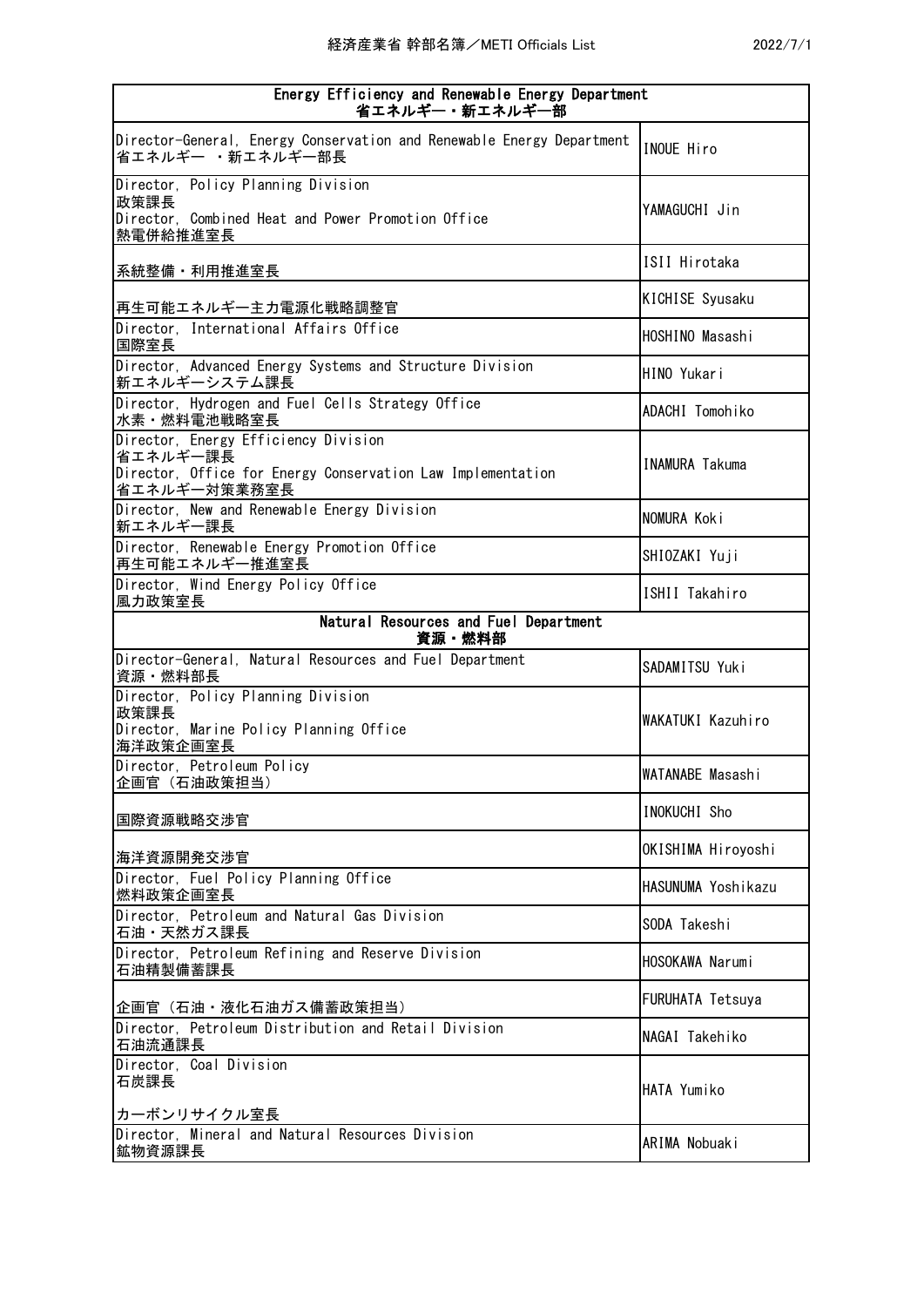| Energy Efficiency and Renewable Energy Department<br>省エネルギー・新エネルギー部 | |
|---|---|
| Director-General, Energy Conservation and Renewable Energy Department<br>省エネルギー ・新エネルギー部長 | INOUE Hiro |
| Director, Policy Planning Division<br>政策課長<br>Director, Combined Heat and Power Promotion Office<br>熱電併給推進室長 | YAMAGUCHI Jin |
| 系統整備・利用推進室長 | ISII Hirotaka |
| 再生可能エネルギー主力電源化戦略調整官 | KICHISE Syusaku |
| Director, International Affairs Office<br>国際室長 | HOSHINO Masashi |
| Director, Advanced Energy Systems and Structure Division<br>新エネルギーシステム課長 | HINO Yukari |
| Director, Hydrogen and Fuel Cells Strategy Office<br>水素・燃料電池戦略室長 | ADACHI Tomohiko |
| Director, Energy Efficiency Division<br>省エネルギー課長<br>Director, Office for Energy Conservation Law Implementation<br>省エネルギー対策業務室長 | INAMURA Takuma |
| Director, New and Renewable Energy Division<br>新エネルギー課長 | NOMURA Koki |
| Director, Renewable Energy Promotion Office<br>再生可能エネルギー推進室長 | SHIOZAKI Yuji |
| Director, Wind Energy Policy Office<br>風力政策室長 | ISHII Takahiro |
| **Natural Resources and Fuel Department<br>資源・燃料部** | |
| Director-General, Natural Resources and Fuel Department<br>資源・燃料部長 | SADAMITSU Yuki |
| Director, Policy Planning Division<br>政策課長<br>Director, Marine Policy Planning Office<br>海洋政策企画室長 | WAKATUKI Kazuhiro |
| Director, Petroleum Policy<br>企画官（石油政策担当） | WATANABE Masashi |
| 国際資源戦略交渉官 | INOKUCHI Sho |
| 海洋資源開発交渉官 | OKISHIMA Hiroyoshi |
| Director, Fuel Policy Planning Office<br>燃料政策企画室長 | HASUNUMA Yoshikazu |
| Director, Petroleum and Natural Gas Division<br>石油・天然ガス課長 | SODA Takeshi |
| Director, Petroleum Refining and Reserve Division<br>石油精製備蓄課長 | HOSOKAWA Narumi |
| 企画官（石油・液化石油ガス備蓄政策担当） | FURUHATA Tetsuya |
| Director, Petroleum Distribution and Retail Division<br>石油流通課長 | NAGAI Takehiko |
| Director, Coal Division<br>石炭課長<br>カーボンリサイクル室長 | HATA Yumiko |
| Director, Mineral and Natural Resources Division<br>鉱物資源課長 | ARIMA Nobuaki |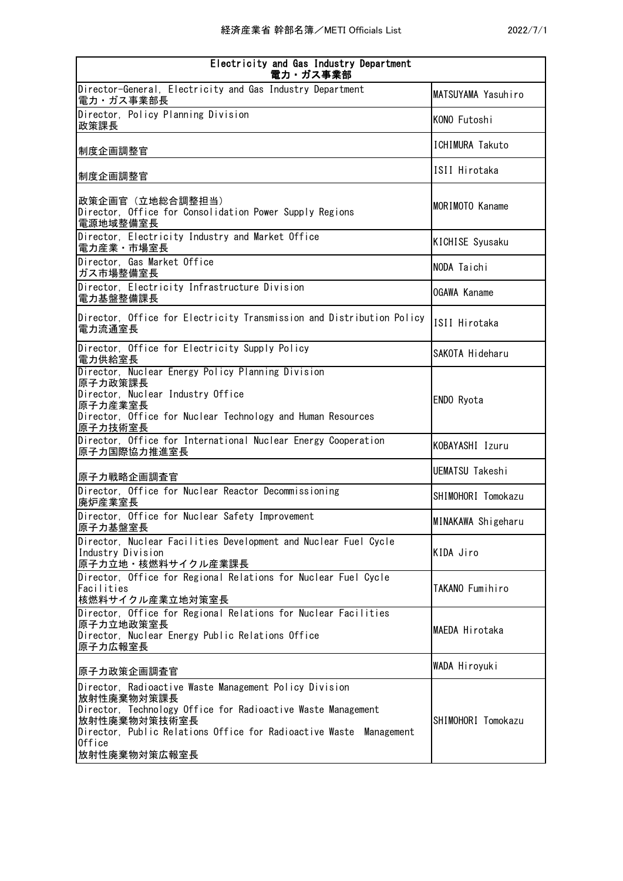| Electricity and Gas Industry Department<br>電力・ガス事業部 | |
|---|---|
| Director-General, Electricity and Gas Industry Department<br>電力・ガス事業部長 | MATSUYAMA Yasuhiro |
| Director, Policy Planning Division<br>政策課長 | KONO Futoshi |
| 制度企画調整官 | ICHIMURA Takuto |
| 制度企画調整官 | ISII Hirotaka |
| 政策企画官（立地総合調整担当）<br>Director, Office for Consolidation Power Supply Regions<br>電源地域整備室長 | MORIMOTO Kaname |
| Director, Electricity Industry and Market Office<br>電力産業・市場室長 | KICHISE Syusaku |
| Director, Gas Market Office<br>ガス市場整備室長 | NODA Taichi |
| Director, Electricity Infrastructure Division<br>電力基盤整備課長 | OGAWA Kaname |
| Director, Office for Electricity Transmission and Distribution Policy<br>電力流通室長 | ISII Hirotaka |
| Director, Office for Electricity Supply Policy<br>電力供給室長 | SAKOTA Hideharu |
| Director, Nuclear Energy Policy Planning Division<br>原子力政策課長<br>Director, Nuclear Industry Office<br>原子力産業室長<br>Director, Office for Nuclear Technology and Human Resources<br>原子力技術室長 | ENDO Ryota |
| Director, Office for International Nuclear Energy Cooperation<br>原子力国際協力推進室長 | KOBAYASHI Izuru |
| 原子力戦略企画調査官 | UEMATSU Takeshi |
| Director, Office for Nuclear Reactor Decommissioning<br>廃炉産業室長 | SHIMOHORI Tomokazu |
| Director, Office for Nuclear Safety Improvement<br>原子力基盤室長 | MINAKAWA Shigeharu |
| Director, Nuclear Facilities Development and Nuclear Fuel Cycle Industry Division<br>原子力立地・核燃料サイクル産業課長 | KIDA Jiro |
| Director, Office for Regional Relations for Nuclear Fuel Cycle Facilities<br>核燃料サイクル産業立地対策室長 | TAKANO Fumihiro |
| Director, Office for Regional Relations for Nuclear Facilities<br>原子力立地政策室長<br>Director, Nuclear Energy Public Relations Office<br>原子力広報室長 | MAEDA Hirotaka |
| 原子力政策企画調査官 | WADA Hiroyuki |
| Director, Radioactive Waste Management Policy Division<br>放射性廃棄物対策課長<br>Director, Technology Office for Radioactive Waste Management<br>放射性廃棄物対策技術室長<br>Director, Public Relations Office for Radioactive Waste Management Office<br>放射性廃棄物対策広報室長 | SHIMOHORI Tomokazu |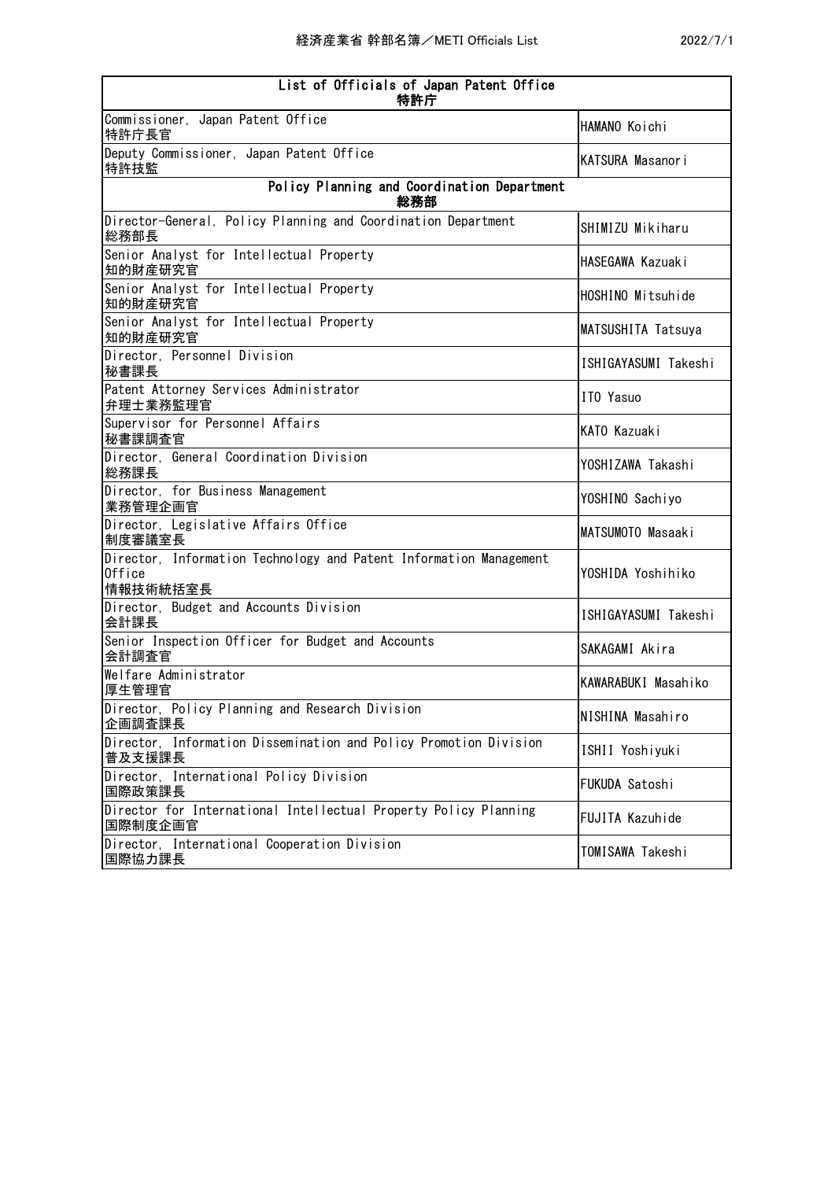| List of Officials of Japan Patent Office<br>特許庁 | |
|---|---|
| Commissioner, Japan Patent Office<br>特許庁長官 | HAMANO Koichi |
| Deputy Commissioner, Japan Patent Office<br>特許技監 | KATSURA Masanori |
| **Policy Planning and Coordination Department<br>総務部** | |
| Director-General, Policy Planning and Coordination Department<br>総務部長 | SHIMIZU Mikiharu |
| Senior Analyst for Intellectual Property<br>知的財産研究官 | HASEGAWA Kazuaki |
| Senior Analyst for Intellectual Property<br>知的財産研究官 | HOSHINO Mitsuhide |
| Senior Analyst for Intellectual Property<br>知的財産研究官 | MATSUSHITA Tatsuya |
| Director, Personnel Division<br>秘書課長 | ISHIGAYASUMI Takeshi |
| Patent Attorney Services Administrator<br>弁理士業務監理官 | ITO Yasuo |
| Supervisor for Personnel Affairs<br>秘書課調査官 | KATO Kazuaki |
| Director, General Coordination Division<br>総務課長 | YOSHIZAWA Takashi |
| Director, for Business Management<br>業務管理企画官 | YOSHINO Sachiyo |
| Director, Legislative Affairs Office<br>制度審議室長 | MATSUMOTO Masaaki |
| Director, Information Technology and Patent Information Management Office<br>情報技術統括室長 | YOSHIDA Yoshihiko |
| Director, Budget and Accounts Division<br>会計課長 | ISHIGAYASUMI Takeshi |
| Senior Inspection Officer for Budget and Accounts<br>会計調査官 | SAKAGAMI Akira |
| Welfare Administrator<br>厚生管理官 | KAWARABUKI Masahiko |
| Director, Policy Planning and Research Division<br>企画調査課長 | NISHINA Masahiro |
| Director, Information Dissemination and Policy Promotion Division<br>普及支援課長 | ISHII Yoshiyuki |
| Director, International Policy Division<br>国際政策課長 | FUKUDA Satoshi |
| Director for International Intellectual Property Policy Planning<br>国際制度企画官 | FUJITA Kazuhide |
| Director, International Cooperation Division<br>国際協力課長 | TOMISAWA Takeshi |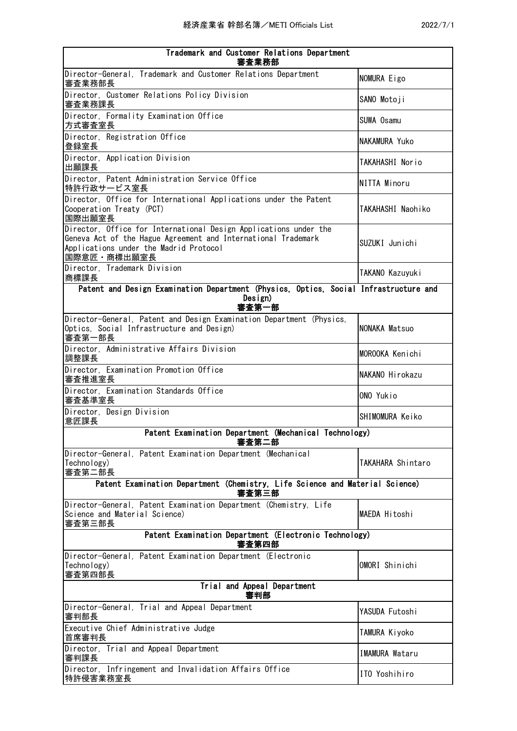| Trademark and Customer Relations Department<br>審査業務部 | |
|---|---|
| Director-General, Trademark and Customer Relations Department<br>審査業務部長 | NOMURA Eigo |
| Director, Customer Relations Policy Division<br>審査業務課長 | SANO Motoji |
| Director, Formality Examination Office<br>方式審査室長 | SUWA Osamu |
| Director, Registration Office<br>登録室長 | NAKAMURA Yuko |
| Director, Application Division<br>出願課長 | TAKAHASHI Norio |
| Director, Patent Administration Service Office<br>特許行政サービス室長 | NITTA Minoru |
| Director, Office for International Applications under the Patent Cooperation Treaty (PCT)<br>国際出願室長 | TAKAHASHI Naohiko |
| Director, Office for International Design Applications under the Geneva Act of the Hague Agreement and International Trademark Applications under the Madrid Protocol<br>国際意匠・商標出願室長 | SUZUKI Junichi |
| Director, Trademark Division<br>商標課長 | TAKANO Kazuyuki |
| **Patent and Design Examination Department (Physics, Optics, Social Infrastructure and Design)<br>審査第一部** | |
| Director-General, Patent and Design Examination Department (Physics, Optics, Social Infrastructure and Design)<br>審査第一部長 | NONAKA Matsuo |
| Director, Administrative Affairs Division<br>調整課長 | MOROOKA Kenichi |
| Director, Examination Promotion Office<br>審査推進室長 | NAKANO Hirokazu |
| Director, Examination Standards Office<br>審査基準室長 | ONO Yukio |
| Director, Design Division<br>意匠課長 | SHIMOMURA Keiko |
| **Patent Examination Department (Mechanical Technology)<br>審査第二部** | |
| Director-General, Patent Examination Department (Mechanical Technology)<br>審査第二部長 | TAKAHARA Shintaro |
| **Patent Examination Department (Chemistry, Life Science and Material Science)<br>審査第三部** | |
| Director-General, Patent Examination Department (Chemistry, Life Science and Material Science)<br>審査第三部長 | MAEDA Hitoshi |
| **Patent Examination Department (Electronic Technology)<br>審査第四部** | |
| Director-General, Patent Examination Department (Electronic Technology)<br>審査第四部長 | OMORI Shinichi |
| **Trial and Appeal Department<br>審判部** | |
| Director-General, Trial and Appeal Department<br>審判部長 | YASUDA Futoshi |
| Executive Chief Administrative Judge<br>首席審判長 | TAMURA Kiyoko |
| Director, Trial and Appeal Department<br>審判課長 | IMAMURA Wataru |
| Director, Infringement and Invalidation Affairs Office<br>特許侵害業務室長 | ITO Yoshihiro |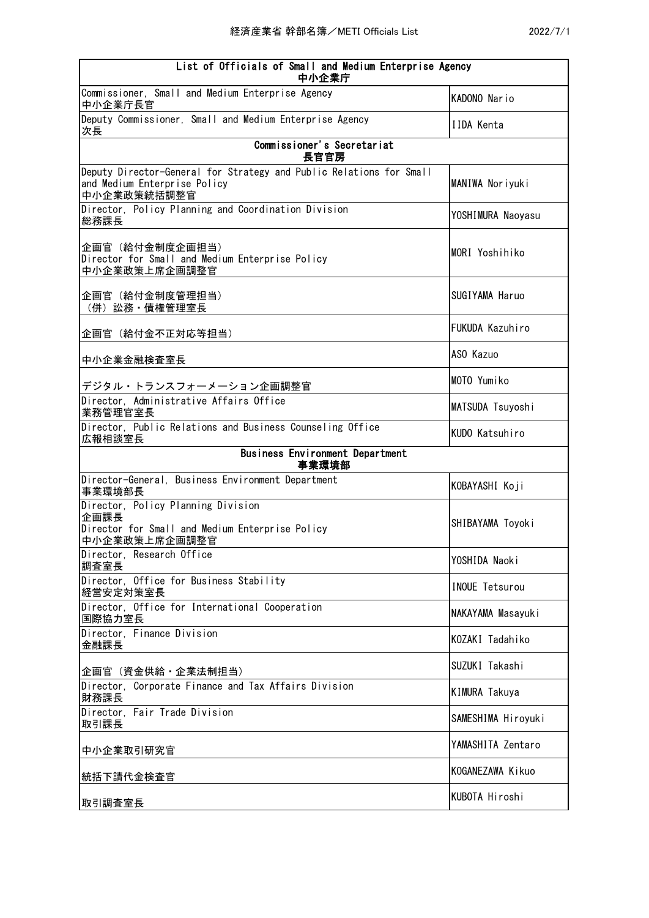| List of Officials of Small and Medium Enterprise Agency<br>中小企業庁 | |
|---|---|
| Commissioner, Small and Medium Enterprise Agency<br>中小企業庁長官 | KADONO Nario |
| Deputy Commissioner, Small and Medium Enterprise Agency<br>次長 | IIDA Kenta |
| **Commissioner's Secretariat<br>長官官房** | |
| Deputy Director-General for Strategy and Public Relations for Small and Medium Enterprise Policy<br>中小企業政策統括調整官 | MANIWA Noriyuki |
| Director, Policy Planning and Coordination Division<br>総務課長 | YOSHIMURA Naoyasu |
| 企画官（給付金制度企画担当）<br>Director for Small and Medium Enterprise Policy<br>中小企業政策上席企画調整官 | MORI Yoshihiko |
| 企画官（給付金制度管理担当）<br>（併）訟務・債権管理室長 | SUGIYAMA Haruo |
| 企画官（給付金不正対応等担当） | FUKUDA Kazuhiro |
| 中小企業金融検査室長 | ASO Kazuo |
| デジタル・トランスフォーメーション企画調整官 | MOTO Yumiko |
| Director, Administrative Affairs Office<br>業務管理官室長 | MATSUDA Tsuyoshi |
| Director, Public Relations and Business Counseling Office<br>広報相談室長 | KUDO Katsuhiro |
| **Business Environment Department<br>事業環境部** | |
| Director-General, Business Environment Department<br>事業環境部長 | KOBAYASHI Koji |
| Director, Policy Planning Division<br>企画課長<br>Director for Small and Medium Enterprise Policy<br>中小企業政策上席企画調整官 | SHIBAYAMA Toyoki |
| Director, Research Office<br>調査室長 | YOSHIDA Naoki |
| Director, Office for Business Stability<br>経営安定対策室長 | INOUE Tetsurou |
| Director, Office for International Cooperation<br>国際協力室長 | NAKAYAMA Masayuki |
| Director, Finance Division<br>金融課長 | KOZAKI Tadahiko |
| 企画官（資金供給・企業法制担当） | SUZUKI Takashi |
| Director, Corporate Finance and Tax Affairs Division<br>財務課長 | KIMURA Takuya |
| Director, Fair Trade Division<br>取引課長 | SAMESHIMA Hiroyuki |
| 中小企業取引研究官 | YAMASHITA Zentaro |
| 統括下請代金検査官 | KOGANEZAWA Kikuo |
| 取引調査室長 | KUBOTA Hiroshi |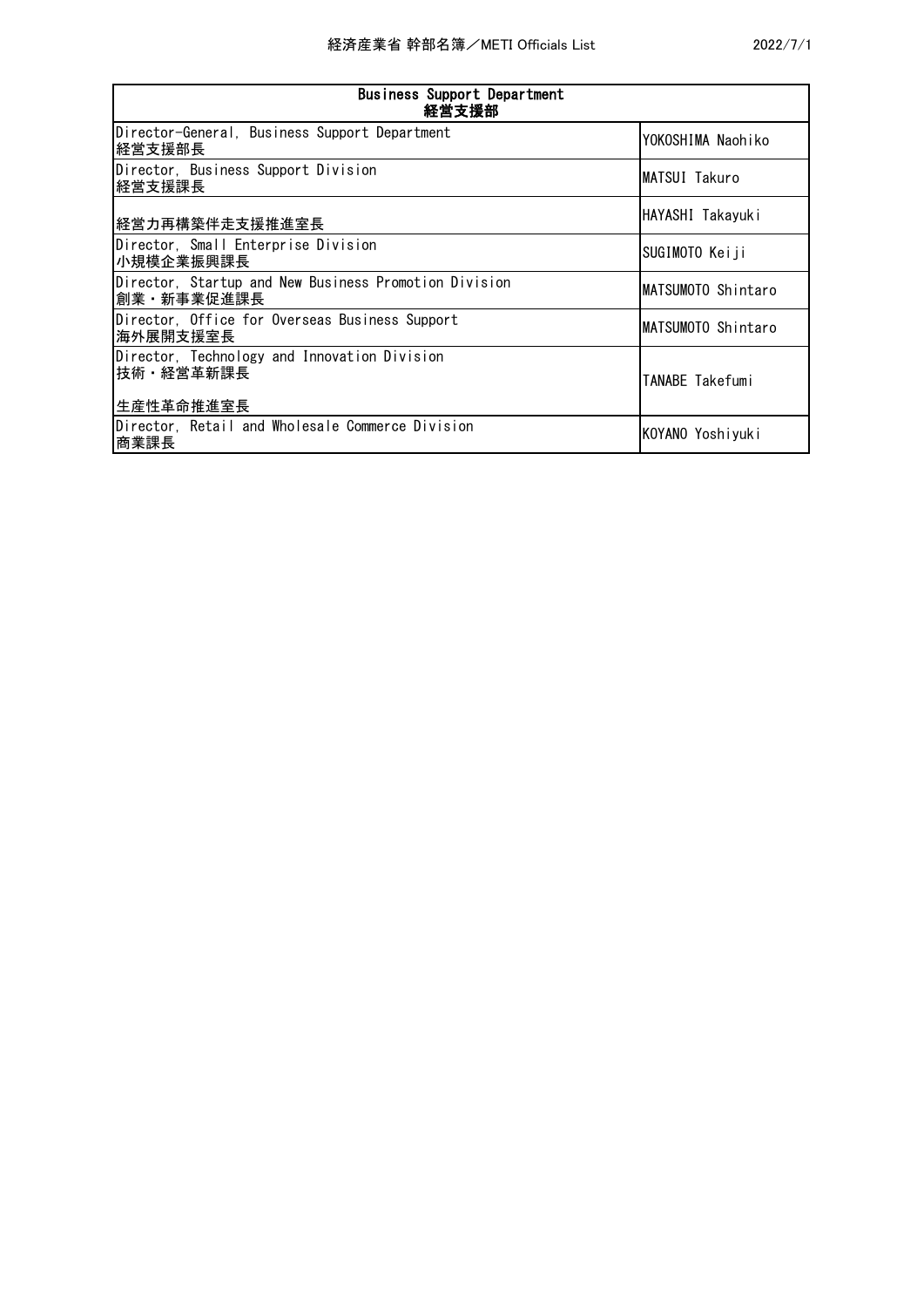| Business Support Department<br>経営支援部 | |
|---|---|
| Director-General, Business Support Department<br>経営支援部長 | YOKOSHIMA Naohiko |
| Director, Business Support Division<br>経営支援課長 | MATSUI Takuro |
| 経営力再構築伴走支援推進室長 | HAYASHI Takayuki |
| Director, Small Enterprise Division<br>小規模企業振興課長 | SUGIMOTO Keiji |
| Director, Startup and New Business Promotion Division<br>創業・新事業促進課長 | MATSUMOTO Shintaro |
| Director, Office for Overseas Business Support<br>海外展開支援室長 | MATSUMOTO Shintaro |
| Director, Technology and Innovation Division<br>技術・経営革新課長<br><br>生産性革命推進室長 | TANABE Takefumi |
| Director, Retail and Wholesale Commerce Division<br>商業課長 | KOYANO Yoshiyuki |